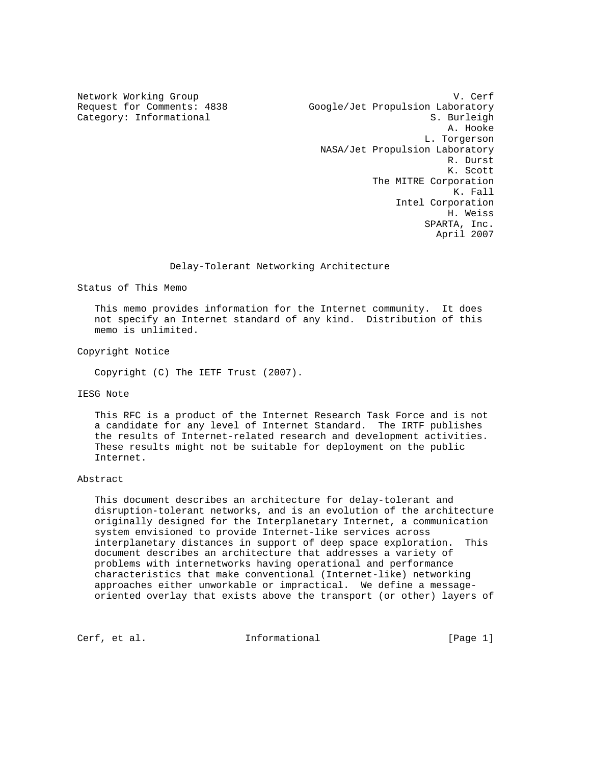Network Working Group — V. Cerf
Request for Comments: 4838 — Google/Jet Propulsion Laboratory
Category: Informational

S. Burleigh
A. Hooke
L. Torgerson
NASA/Jet Propulsion Laboratory

R. Durst
K. Scott
The MITRE Corporation

K. Fall
Intel Corporation

H. Weiss
SPARTA, Inc.

April 2007

# Delay-Tolerant Networking Architecture

## Status of This Memo

This memo provides information for the Internet community. It does not specify an Internet standard of any kind. Distribution of this memo is unlimited.

## Copyright Notice

Copyright (C) The IETF Trust (2007).

## IESG Note

This RFC is a product of the Internet Research Task Force and is not a candidate for any level of Internet Standard. The IRTF publishes the results of Internet-related research and development activities. These results might not be suitable for deployment on the public Internet.

## Abstract

This document describes an architecture for delay-tolerant and disruption-tolerant networks, and is an evolution of the architecture originally designed for the Interplanetary Internet, a communication system envisioned to provide Internet-like services across interplanetary distances in support of deep space exploration. This document describes an architecture that addresses a variety of problems with internetworks having operational and performance characteristics that make conventional (Internet-like) networking approaches either unworkable or impractical. We define a message-oriented overlay that exists above the transport (or other) layers of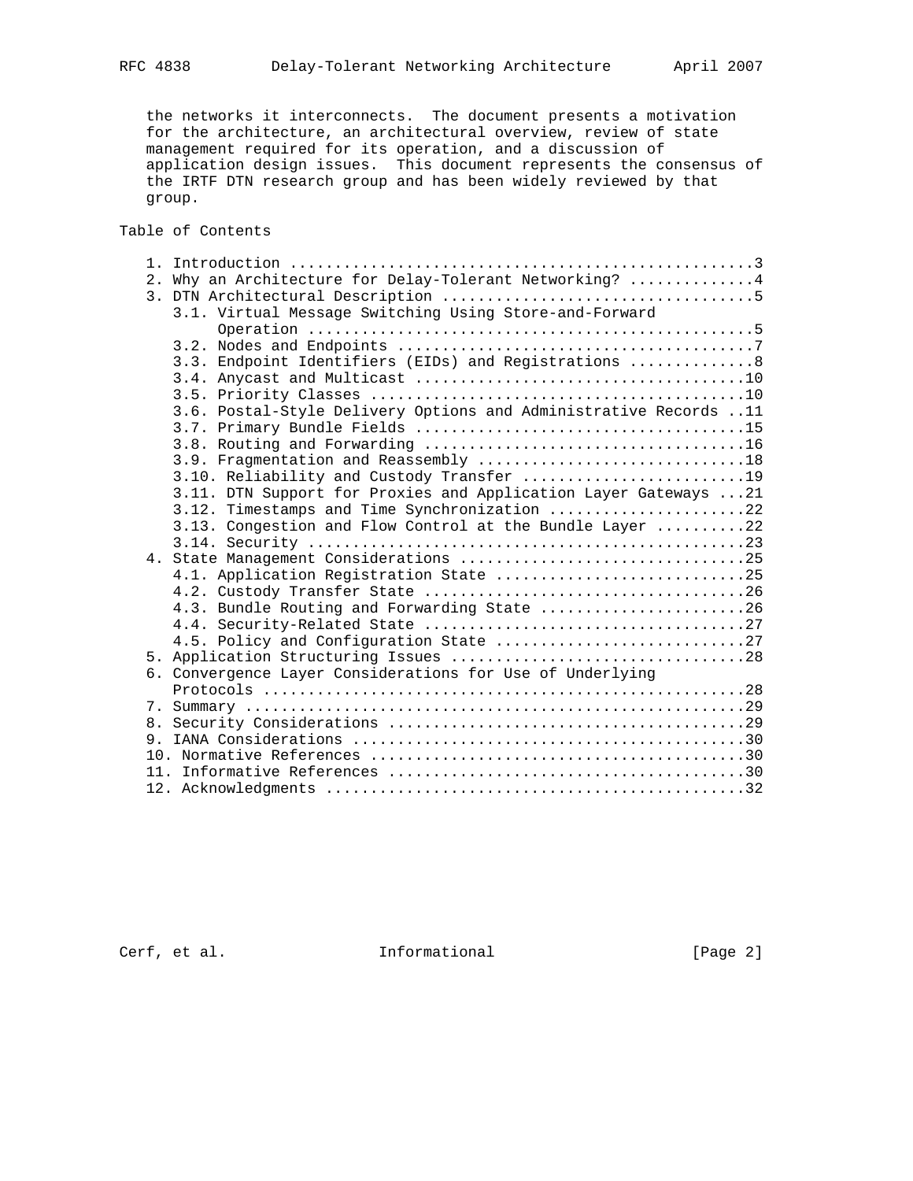the networks it interconnects. The document presents a motivation for the architecture, an architectural overview, review of state management required for its operation, and a discussion of application design issues. This document represents the consensus of the IRTF DTN research group and has been widely reviewed by that group.

## Table of Contents

```
   1. Introduction ....................................................3
   2. Why an Architecture for Delay-Tolerant Networking? ..............4
   3. DTN Architectural Description ...................................5
      3.1. Virtual Message Switching Using Store-and-Forward
           Operation ..................................................5
      3.2. Nodes and Endpoints ........................................7
      3.3. Endpoint Identifiers (EIDs) and Registrations ..............8
      3.4. Anycast and Multicast .....................................10
      3.5. Priority Classes ..........................................10
      3.6. Postal-Style Delivery Options and Administrative Records ..11
      3.7. Primary Bundle Fields .....................................15
      3.8. Routing and Forwarding ....................................16
      3.9. Fragmentation and Reassembly ..............................18
      3.10. Reliability and Custody Transfer .........................19
      3.11. DTN Support for Proxies and Application Layer Gateways ...21
      3.12. Timestamps and Time Synchronization ......................22
      3.13. Congestion and Flow Control at the Bundle Layer ..........22
      3.14. Security .................................................23
   4. State Management Considerations ................................25
      4.1. Application Registration State ............................25
      4.2. Custody Transfer State ....................................26
      4.3. Bundle Routing and Forwarding State .......................26
      4.4. Security-Related State ....................................27
      4.5. Policy and Configuration State ............................27
   5. Application Structuring Issues .................................28
   6. Convergence Layer Considerations for Use of Underlying
      Protocols ......................................................28
   7. Summary ........................................................29
   8. Security Considerations ........................................29
   9. IANA Considerations ............................................30
   10. Normative References ..........................................30
   11. Informative References ........................................30
   12. Acknowledgments ...............................................32
```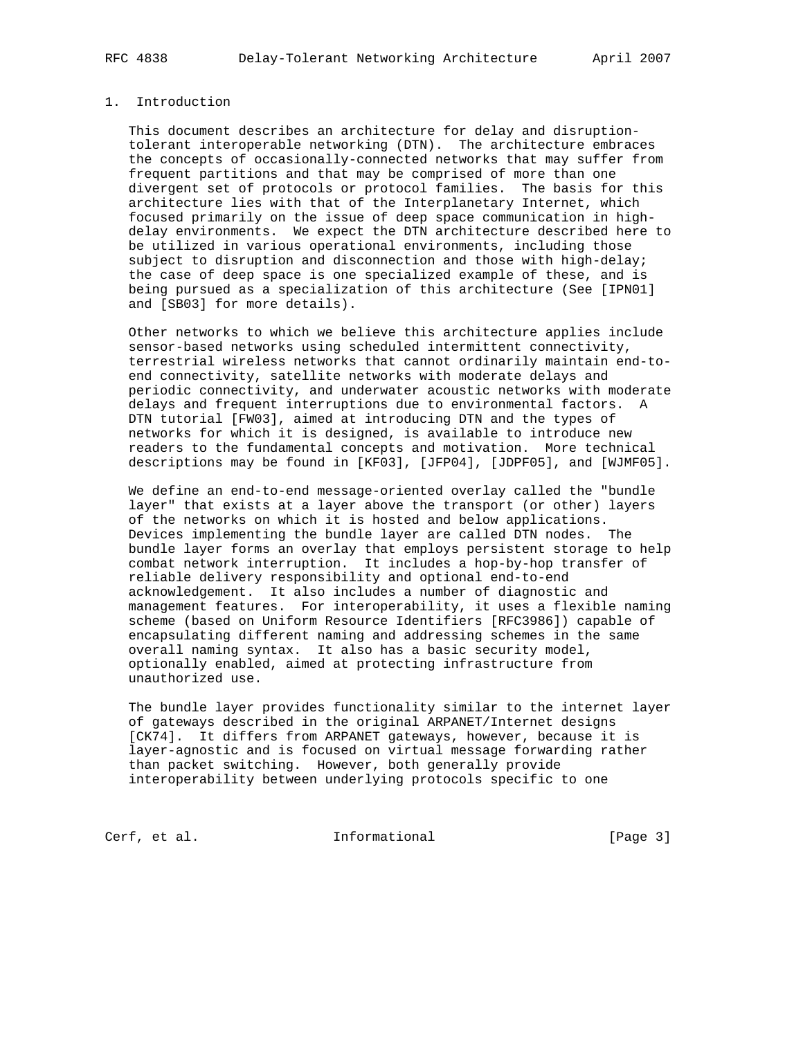# 1. Introduction

This document describes an architecture for delay and disruption-tolerant interoperable networking (DTN). The architecture embraces the concepts of occasionally-connected networks that may suffer from frequent partitions and that may be comprised of more than one divergent set of protocols or protocol families. The basis for this architecture lies with that of the Interplanetary Internet, which focused primarily on the issue of deep space communication in high-delay environments. We expect the DTN architecture described here to be utilized in various operational environments, including those subject to disruption and disconnection and those with high-delay; the case of deep space is one specialized example of these, and is being pursued as a specialization of this architecture (See [IPN01] and [SB03] for more details).

Other networks to which we believe this architecture applies include sensor-based networks using scheduled intermittent connectivity, terrestrial wireless networks that cannot ordinarily maintain end-to-end connectivity, satellite networks with moderate delays and periodic connectivity, and underwater acoustic networks with moderate delays and frequent interruptions due to environmental factors. A DTN tutorial [FW03], aimed at introducing DTN and the types of networks for which it is designed, is available to introduce new readers to the fundamental concepts and motivation. More technical descriptions may be found in [KF03], [JFP04], [JDPF05], and [WJMF05].

We define an end-to-end message-oriented overlay called the "bundle layer" that exists at a layer above the transport (or other) layers of the networks on which it is hosted and below applications. Devices implementing the bundle layer are called DTN nodes. The bundle layer forms an overlay that employs persistent storage to help combat network interruption. It includes a hop-by-hop transfer of reliable delivery responsibility and optional end-to-end acknowledgement. It also includes a number of diagnostic and management features. For interoperability, it uses a flexible naming scheme (based on Uniform Resource Identifiers [RFC3986]) capable of encapsulating different naming and addressing schemes in the same overall naming syntax. It also has a basic security model, optionally enabled, aimed at protecting infrastructure from unauthorized use.

The bundle layer provides functionality similar to the internet layer of gateways described in the original ARPANET/Internet designs [CK74]. It differs from ARPANET gateways, however, because it is layer-agnostic and is focused on virtual message forwarding rather than packet switching. However, both generally provide interoperability between underlying protocols specific to one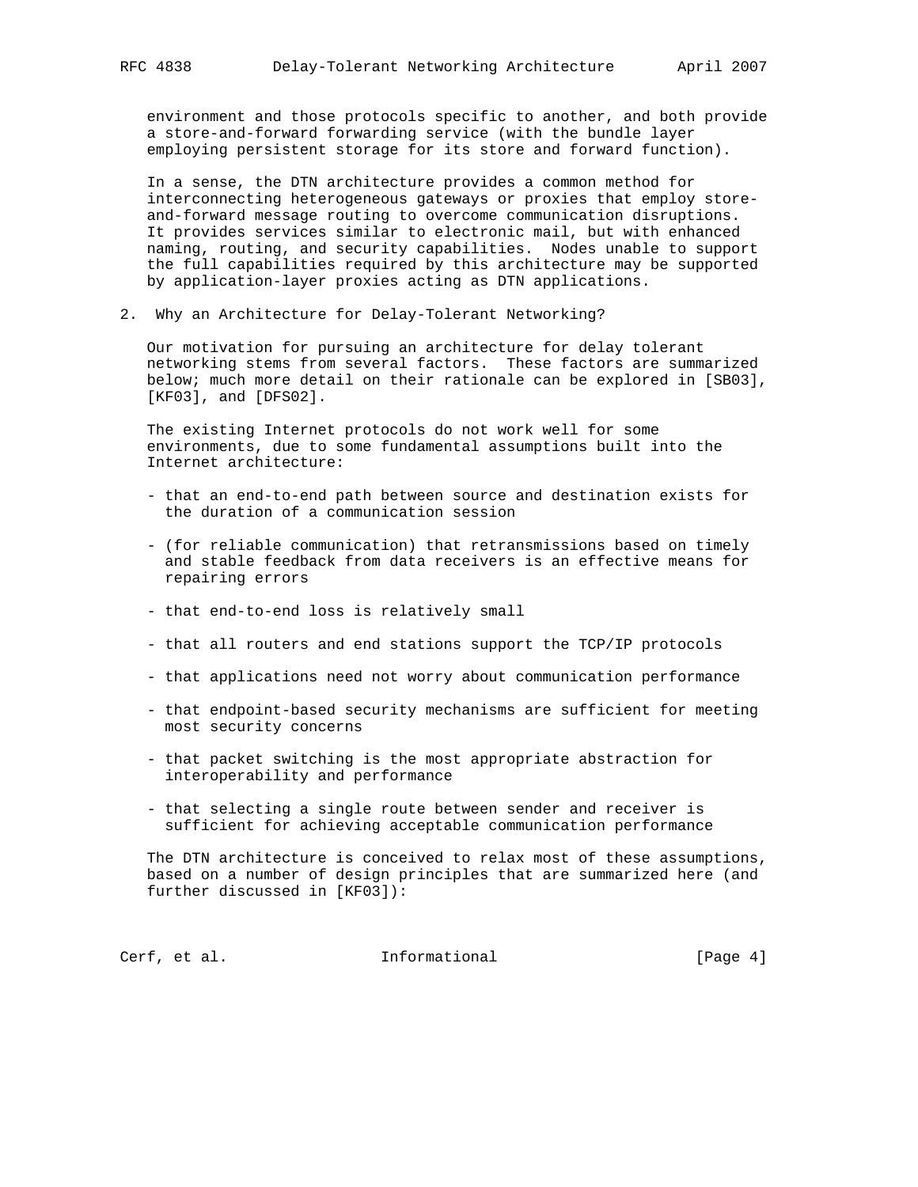environment and those protocols specific to another, and both provide a store-and-forward forwarding service (with the bundle layer employing persistent storage for its store and forward function).

In a sense, the DTN architecture provides a common method for interconnecting heterogeneous gateways or proxies that employ store-and-forward message routing to overcome communication disruptions. It provides services similar to electronic mail, but with enhanced naming, routing, and security capabilities. Nodes unable to support the full capabilities required by this architecture may be supported by application-layer proxies acting as DTN applications.

## 2. Why an Architecture for Delay-Tolerant Networking?

Our motivation for pursuing an architecture for delay tolerant networking stems from several factors. These factors are summarized below; much more detail on their rationale can be explored in [SB03], [KF03], and [DFS02].

The existing Internet protocols do not work well for some environments, due to some fundamental assumptions built into the Internet architecture:

- that an end-to-end path between source and destination exists for the duration of a communication session
- (for reliable communication) that retransmissions based on timely and stable feedback from data receivers is an effective means for repairing errors
- that end-to-end loss is relatively small
- that all routers and end stations support the TCP/IP protocols
- that applications need not worry about communication performance
- that endpoint-based security mechanisms are sufficient for meeting most security concerns
- that packet switching is the most appropriate abstraction for interoperability and performance
- that selecting a single route between sender and receiver is sufficient for achieving acceptable communication performance

The DTN architecture is conceived to relax most of these assumptions, based on a number of design principles that are summarized here (and further discussed in [KF03]):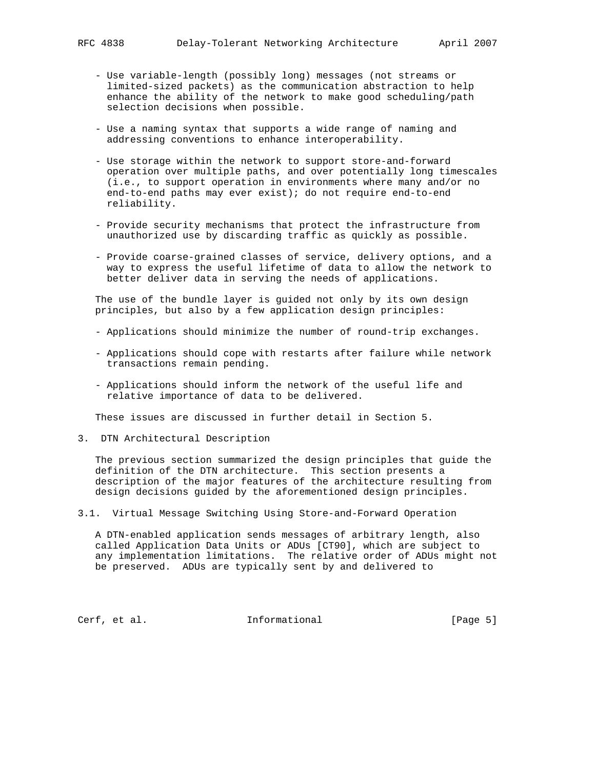- Use variable-length (possibly long) messages (not streams or limited-sized packets) as the communication abstraction to help enhance the ability of the network to make good scheduling/path selection decisions when possible.

- Use a naming syntax that supports a wide range of naming and addressing conventions to enhance interoperability.

- Use storage within the network to support store-and-forward operation over multiple paths, and over potentially long timescales (i.e., to support operation in environments where many and/or no end-to-end paths may ever exist); do not require end-to-end reliability.

- Provide security mechanisms that protect the infrastructure from unauthorized use by discarding traffic as quickly as possible.

- Provide coarse-grained classes of service, delivery options, and a way to express the useful lifetime of data to allow the network to better deliver data in serving the needs of applications.

The use of the bundle layer is guided not only by its own design principles, but also by a few application design principles:

- Applications should minimize the number of round-trip exchanges.

- Applications should cope with restarts after failure while network transactions remain pending.

- Applications should inform the network of the useful life and relative importance of data to be delivered.

These issues are discussed in further detail in Section 5.

## 3. DTN Architectural Description

The previous section summarized the design principles that guide the definition of the DTN architecture. This section presents a description of the major features of the architecture resulting from design decisions guided by the aforementioned design principles.

### 3.1. Virtual Message Switching Using Store-and-Forward Operation

A DTN-enabled application sends messages of arbitrary length, also called Application Data Units or ADUs [CT90], which are subject to any implementation limitations. The relative order of ADUs might not be preserved. ADUs are typically sent by and delivered to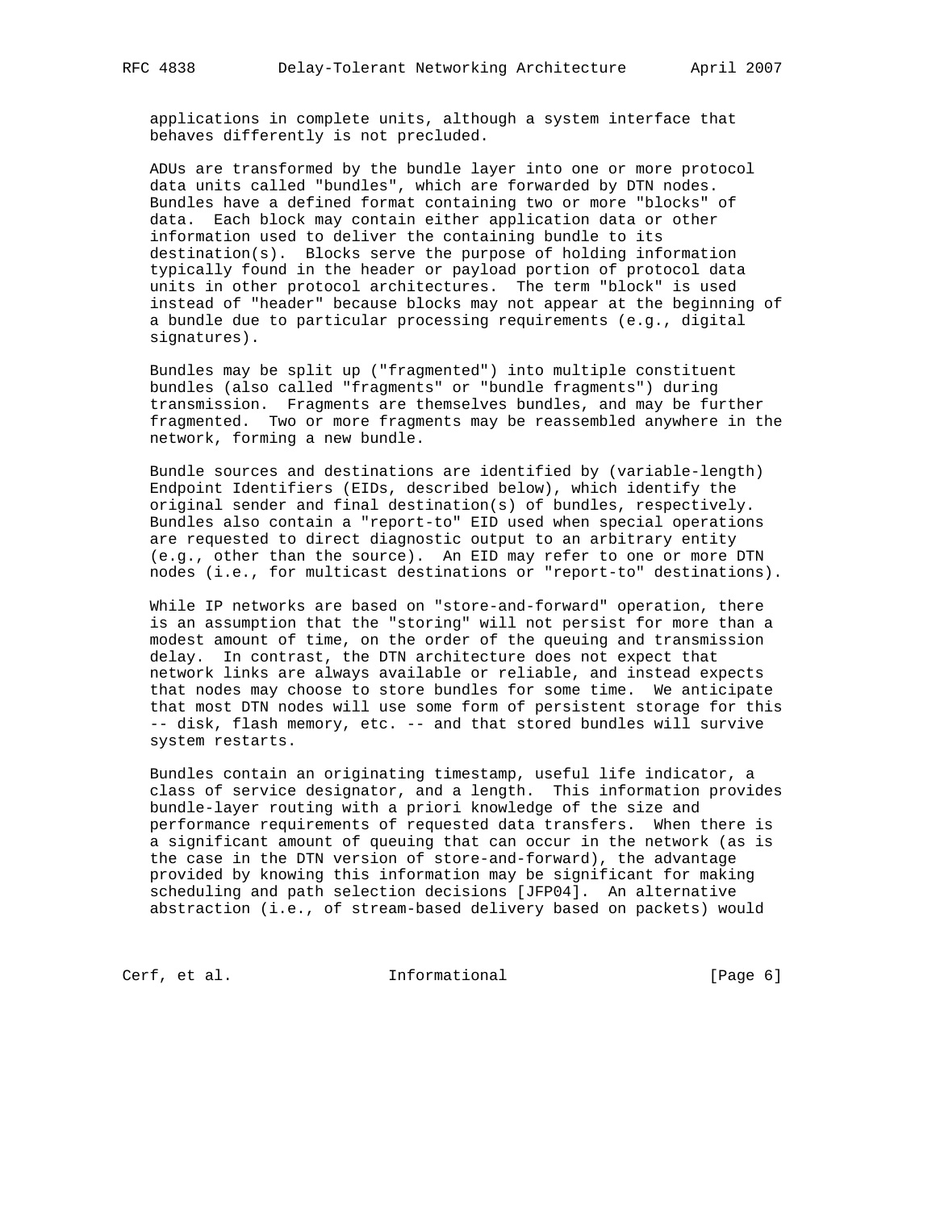applications in complete units, although a system interface that behaves differently is not precluded.

ADUs are transformed by the bundle layer into one or more protocol data units called "bundles", which are forwarded by DTN nodes. Bundles have a defined format containing two or more "blocks" of data. Each block may contain either application data or other information used to deliver the containing bundle to its destination(s). Blocks serve the purpose of holding information typically found in the header or payload portion of protocol data units in other protocol architectures. The term "block" is used instead of "header" because blocks may not appear at the beginning of a bundle due to particular processing requirements (e.g., digital signatures).

Bundles may be split up ("fragmented") into multiple constituent bundles (also called "fragments" or "bundle fragments") during transmission. Fragments are themselves bundles, and may be further fragmented. Two or more fragments may be reassembled anywhere in the network, forming a new bundle.

Bundle sources and destinations are identified by (variable-length) Endpoint Identifiers (EIDs, described below), which identify the original sender and final destination(s) of bundles, respectively. Bundles also contain a "report-to" EID used when special operations are requested to direct diagnostic output to an arbitrary entity (e.g., other than the source). An EID may refer to one or more DTN nodes (i.e., for multicast destinations or "report-to" destinations).

While IP networks are based on "store-and-forward" operation, there is an assumption that the "storing" will not persist for more than a modest amount of time, on the order of the queuing and transmission delay. In contrast, the DTN architecture does not expect that network links are always available or reliable, and instead expects that nodes may choose to store bundles for some time. We anticipate that most DTN nodes will use some form of persistent storage for this -- disk, flash memory, etc. -- and that stored bundles will survive system restarts.

Bundles contain an originating timestamp, useful life indicator, a class of service designator, and a length. This information provides bundle-layer routing with a priori knowledge of the size and performance requirements of requested data transfers. When there is a significant amount of queuing that can occur in the network (as is the case in the DTN version of store-and-forward), the advantage provided by knowing this information may be significant for making scheduling and path selection decisions [JFP04]. An alternative abstraction (i.e., of stream-based delivery based on packets) would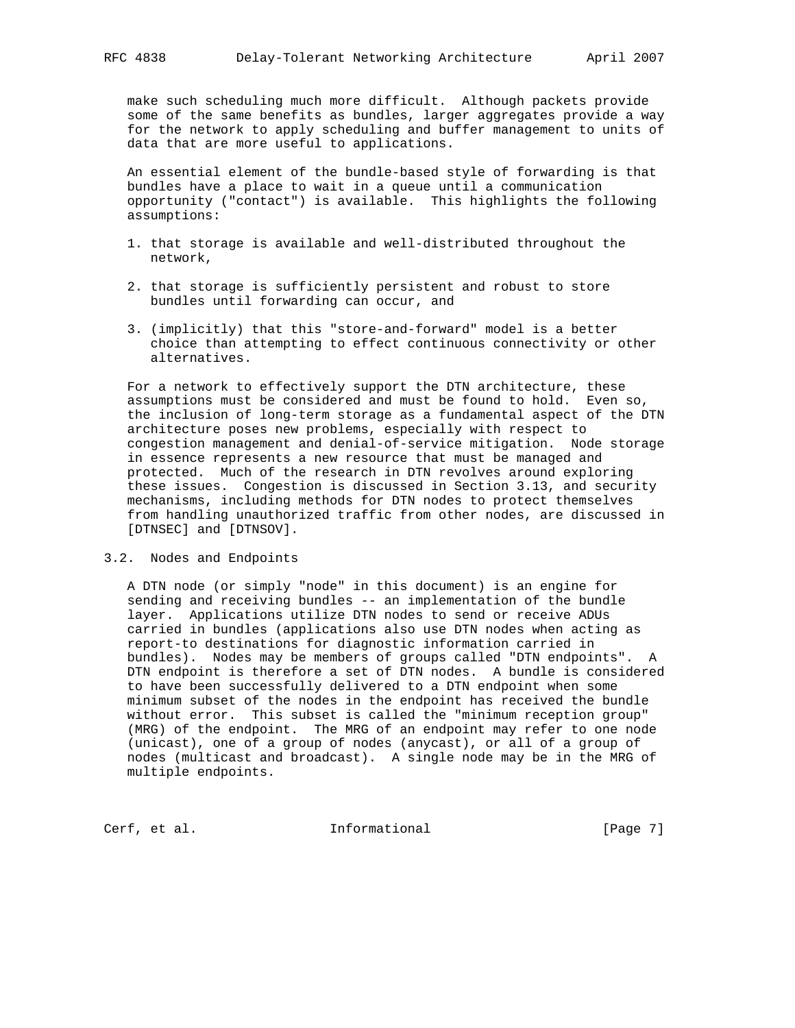make such scheduling much more difficult. Although packets provide some of the same benefits as bundles, larger aggregates provide a way for the network to apply scheduling and buffer management to units of data that are more useful to applications.

An essential element of the bundle-based style of forwarding is that bundles have a place to wait in a queue until a communication opportunity ("contact") is available. This highlights the following assumptions:

1. that storage is available and well-distributed throughout the network,

2. that storage is sufficiently persistent and robust to store bundles until forwarding can occur, and

3. (implicitly) that this "store-and-forward" model is a better choice than attempting to effect continuous connectivity or other alternatives.

For a network to effectively support the DTN architecture, these assumptions must be considered and must be found to hold. Even so, the inclusion of long-term storage as a fundamental aspect of the DTN architecture poses new problems, especially with respect to congestion management and denial-of-service mitigation. Node storage in essence represents a new resource that must be managed and protected. Much of the research in DTN revolves around exploring these issues. Congestion is discussed in Section 3.13, and security mechanisms, including methods for DTN nodes to protect themselves from handling unauthorized traffic from other nodes, are discussed in [DTNSEC] and [DTNSOV].

## 3.2. Nodes and Endpoints

A DTN node (or simply "node" in this document) is an engine for sending and receiving bundles -- an implementation of the bundle layer. Applications utilize DTN nodes to send or receive ADUs carried in bundles (applications also use DTN nodes when acting as report-to destinations for diagnostic information carried in bundles). Nodes may be members of groups called "DTN endpoints". A DTN endpoint is therefore a set of DTN nodes. A bundle is considered to have been successfully delivered to a DTN endpoint when some minimum subset of the nodes in the endpoint has received the bundle without error. This subset is called the "minimum reception group" (MRG) of the endpoint. The MRG of an endpoint may refer to one node (unicast), one of a group of nodes (anycast), or all of a group of nodes (multicast and broadcast). A single node may be in the MRG of multiple endpoints.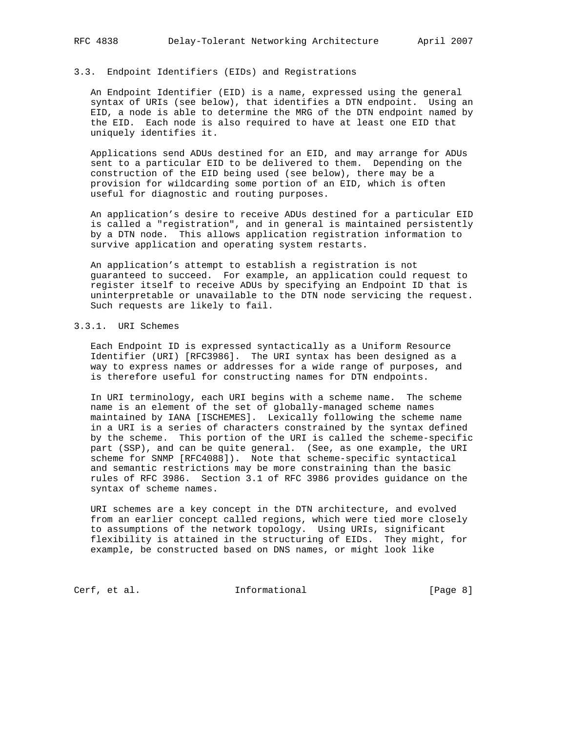### 3.3. Endpoint Identifiers (EIDs) and Registrations

An Endpoint Identifier (EID) is a name, expressed using the general syntax of URIs (see below), that identifies a DTN endpoint. Using an EID, a node is able to determine the MRG of the DTN endpoint named by the EID. Each node is also required to have at least one EID that uniquely identifies it.

Applications send ADUs destined for an EID, and may arrange for ADUs sent to a particular EID to be delivered to them. Depending on the construction of the EID being used (see below), there may be a provision for wildcarding some portion of an EID, which is often useful for diagnostic and routing purposes.

An application's desire to receive ADUs destined for a particular EID is called a "registration", and in general is maintained persistently by a DTN node. This allows application registration information to survive application and operating system restarts.

An application's attempt to establish a registration is not guaranteed to succeed. For example, an application could request to register itself to receive ADUs by specifying an Endpoint ID that is uninterpretable or unavailable to the DTN node servicing the request. Such requests are likely to fail.

#### 3.3.1. URI Schemes

Each Endpoint ID is expressed syntactically as a Uniform Resource Identifier (URI) [RFC3986]. The URI syntax has been designed as a way to express names or addresses for a wide range of purposes, and is therefore useful for constructing names for DTN endpoints.

In URI terminology, each URI begins with a scheme name. The scheme name is an element of the set of globally-managed scheme names maintained by IANA [ISCHEMES]. Lexically following the scheme name in a URI is a series of characters constrained by the syntax defined by the scheme. This portion of the URI is called the scheme-specific part (SSP), and can be quite general. (See, as one example, the URI scheme for SNMP [RFC4088]). Note that scheme-specific syntactical and semantic restrictions may be more constraining than the basic rules of RFC 3986. Section 3.1 of RFC 3986 provides guidance on the syntax of scheme names.

URI schemes are a key concept in the DTN architecture, and evolved from an earlier concept called regions, which were tied more closely to assumptions of the network topology. Using URIs, significant flexibility is attained in the structuring of EIDs. They might, for example, be constructed based on DNS names, or might look like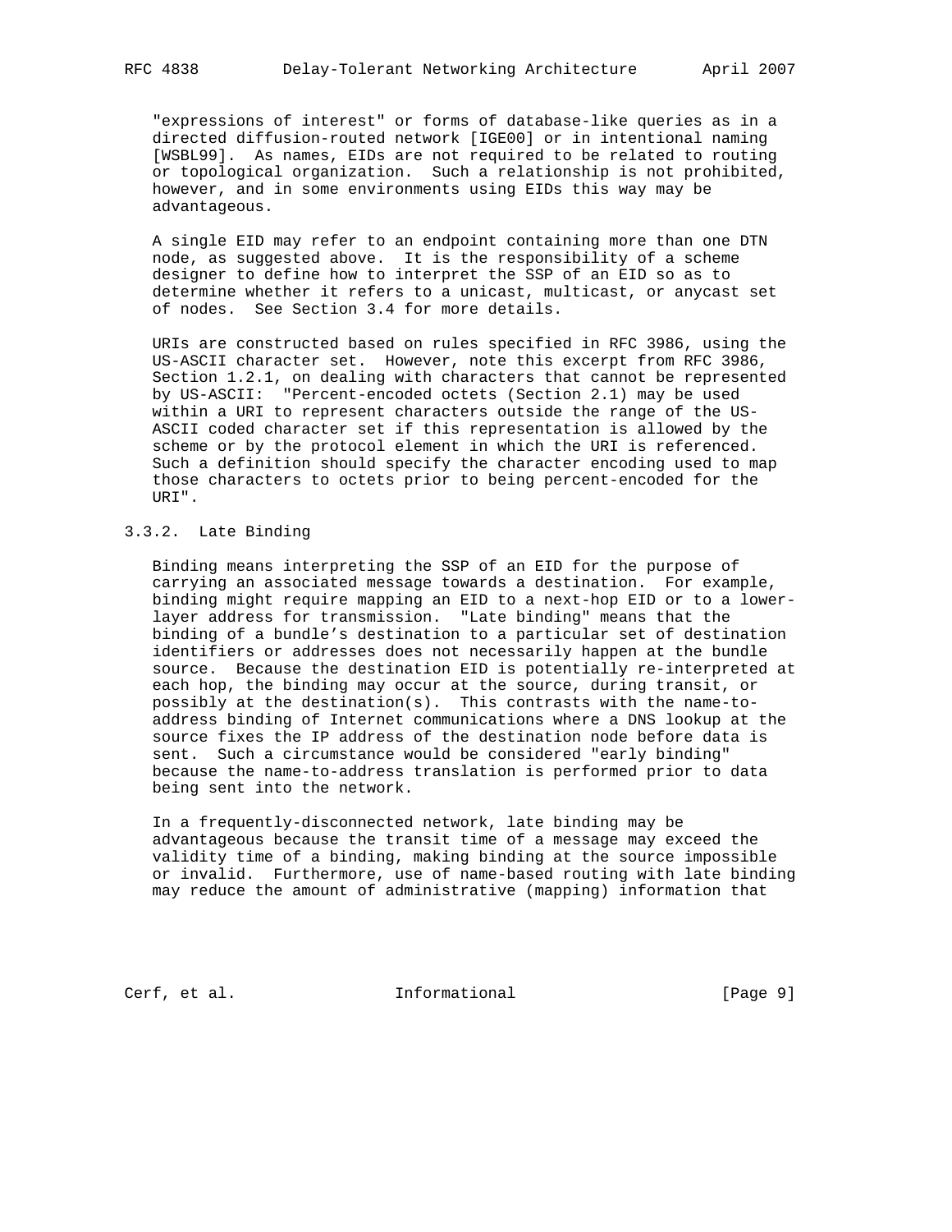"expressions of interest" or forms of database-like queries as in a directed diffusion-routed network [IGE00] or in intentional naming [WSBL99]. As names, EIDs are not required to be related to routing or topological organization. Such a relationship is not prohibited, however, and in some environments using EIDs this way may be advantageous.

A single EID may refer to an endpoint containing more than one DTN node, as suggested above. It is the responsibility of a scheme designer to define how to interpret the SSP of an EID so as to determine whether it refers to a unicast, multicast, or anycast set of nodes. See Section 3.4 for more details.

URIs are constructed based on rules specified in RFC 3986, using the US-ASCII character set. However, note this excerpt from RFC 3986, Section 1.2.1, on dealing with characters that cannot be represented by US-ASCII: "Percent-encoded octets (Section 2.1) may be used within a URI to represent characters outside the range of the US-ASCII coded character set if this representation is allowed by the scheme or by the protocol element in which the URI is referenced. Such a definition should specify the character encoding used to map those characters to octets prior to being percent-encoded for the URI".

### 3.3.2. Late Binding

Binding means interpreting the SSP of an EID for the purpose of carrying an associated message towards a destination. For example, binding might require mapping an EID to a next-hop EID or to a lower-layer address for transmission. "Late binding" means that the binding of a bundle's destination to a particular set of destination identifiers or addresses does not necessarily happen at the bundle source. Because the destination EID is potentially re-interpreted at each hop, the binding may occur at the source, during transit, or possibly at the destination(s). This contrasts with the name-to-address binding of Internet communications where a DNS lookup at the source fixes the IP address of the destination node before data is sent. Such a circumstance would be considered "early binding" because the name-to-address translation is performed prior to data being sent into the network.

In a frequently-disconnected network, late binding may be advantageous because the transit time of a message may exceed the validity time of a binding, making binding at the source impossible or invalid. Furthermore, use of name-based routing with late binding may reduce the amount of administrative (mapping) information that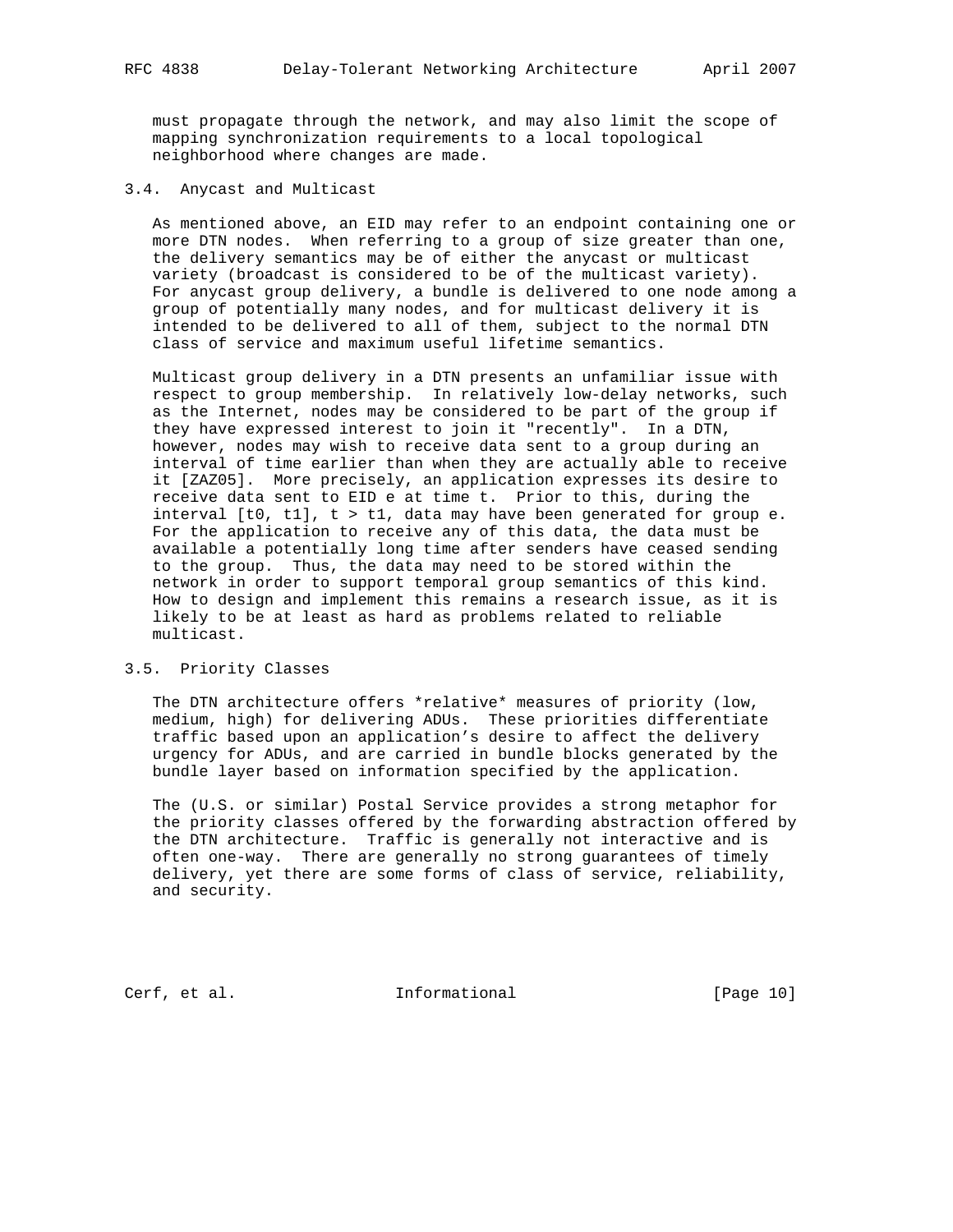must propagate through the network, and may also limit the scope of mapping synchronization requirements to a local topological neighborhood where changes are made.

### 3.4. Anycast and Multicast

As mentioned above, an EID may refer to an endpoint containing one or more DTN nodes. When referring to a group of size greater than one, the delivery semantics may be of either the anycast or multicast variety (broadcast is considered to be of the multicast variety). For anycast group delivery, a bundle is delivered to one node among a group of potentially many nodes, and for multicast delivery it is intended to be delivered to all of them, subject to the normal DTN class of service and maximum useful lifetime semantics.

Multicast group delivery in a DTN presents an unfamiliar issue with respect to group membership. In relatively low-delay networks, such as the Internet, nodes may be considered to be part of the group if they have expressed interest to join it "recently". In a DTN, however, nodes may wish to receive data sent to a group during an interval of time earlier than when they are actually able to receive it [ZAZ05]. More precisely, an application expresses its desire to receive data sent to EID $e$ at time $t$. Prior to this, during the interval $[t0, t1]$, $t > t1$, data may have been generated for group $e$. For the application to receive any of this data, the data must be available a potentially long time after senders have ceased sending to the group. Thus, the data may need to be stored within the network in order to support temporal group semantics of this kind. How to design and implement this remains a research issue, as it is likely to be at least as hard as problems related to reliable multicast.

### 3.5. Priority Classes

The DTN architecture offers *relative* measures of priority (low, medium, high) for delivering ADUs. These priorities differentiate traffic based upon an application's desire to affect the delivery urgency for ADUs, and are carried in bundle blocks generated by the bundle layer based on information specified by the application.

The (U.S. or similar) Postal Service provides a strong metaphor for the priority classes offered by the forwarding abstraction offered by the DTN architecture. Traffic is generally not interactive and is often one-way. There are generally no strong guarantees of timely delivery, yet there are some forms of class of service, reliability, and security.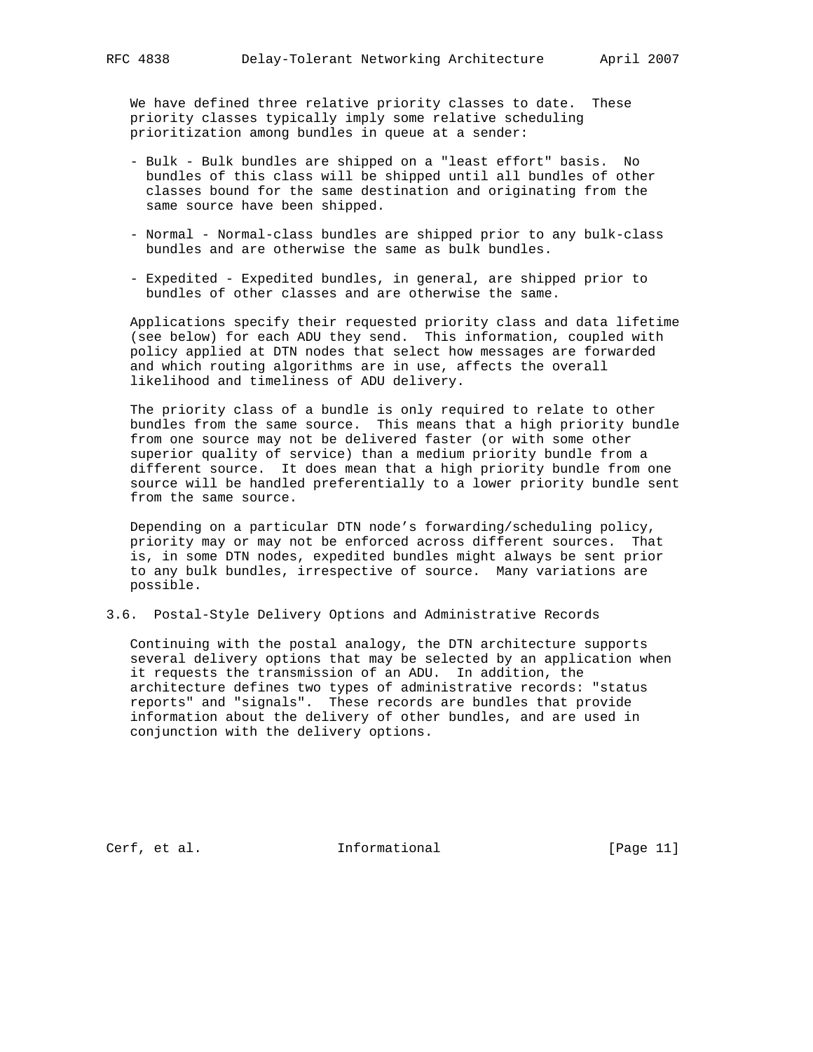We have defined three relative priority classes to date. These priority classes typically imply some relative scheduling prioritization among bundles in queue at a sender:

- Bulk - Bulk bundles are shipped on a "least effort" basis. No bundles of this class will be shipped until all bundles of other classes bound for the same destination and originating from the same source have been shipped.
- Normal - Normal-class bundles are shipped prior to any bulk-class bundles and are otherwise the same as bulk bundles.
- Expedited - Expedited bundles, in general, are shipped prior to bundles of other classes and are otherwise the same.

Applications specify their requested priority class and data lifetime (see below) for each ADU they send. This information, coupled with policy applied at DTN nodes that select how messages are forwarded and which routing algorithms are in use, affects the overall likelihood and timeliness of ADU delivery.

The priority class of a bundle is only required to relate to other bundles from the same source. This means that a high priority bundle from one source may not be delivered faster (or with some other superior quality of service) than a medium priority bundle from a different source. It does mean that a high priority bundle from one source will be handled preferentially to a lower priority bundle sent from the same source.

Depending on a particular DTN node's forwarding/scheduling policy, priority may or may not be enforced across different sources. That is, in some DTN nodes, expedited bundles might always be sent prior to any bulk bundles, irrespective of source. Many variations are possible.

## 3.6. Postal-Style Delivery Options and Administrative Records

Continuing with the postal analogy, the DTN architecture supports several delivery options that may be selected by an application when it requests the transmission of an ADU. In addition, the architecture defines two types of administrative records: "status reports" and "signals". These records are bundles that provide information about the delivery of other bundles, and are used in conjunction with the delivery options.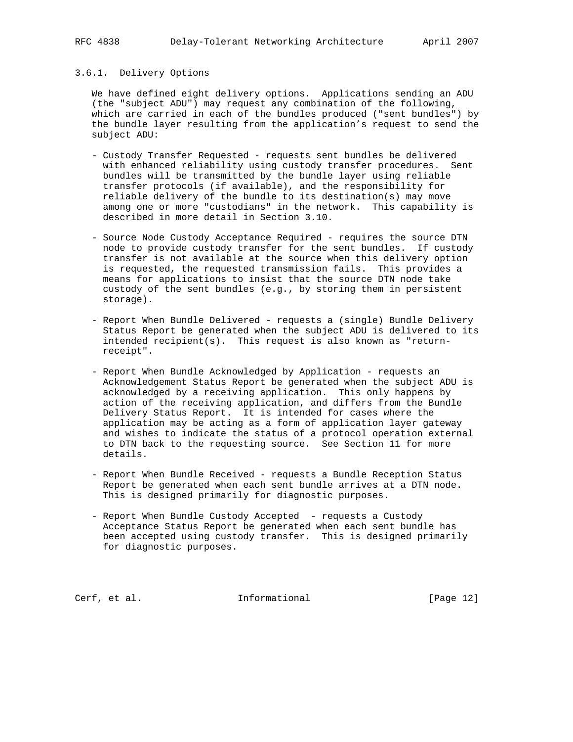### 3.6.1. Delivery Options

We have defined eight delivery options. Applications sending an ADU (the "subject ADU") may request any combination of the following, which are carried in each of the bundles produced ("sent bundles") by the bundle layer resulting from the application's request to send the subject ADU:

- Custody Transfer Requested - requests sent bundles be delivered with enhanced reliability using custody transfer procedures. Sent bundles will be transmitted by the bundle layer using reliable transfer protocols (if available), and the responsibility for reliable delivery of the bundle to its destination(s) may move among one or more "custodians" in the network. This capability is described in more detail in Section 3.10.

- Source Node Custody Acceptance Required - requires the source DTN node to provide custody transfer for the sent bundles. If custody transfer is not available at the source when this delivery option is requested, the requested transmission fails. This provides a means for applications to insist that the source DTN node take custody of the sent bundles (e.g., by storing them in persistent storage).

- Report When Bundle Delivered - requests a (single) Bundle Delivery Status Report be generated when the subject ADU is delivered to its intended recipient(s). This request is also known as "return-receipt".

- Report When Bundle Acknowledged by Application - requests an Acknowledgement Status Report be generated when the subject ADU is acknowledged by a receiving application. This only happens by action of the receiving application, and differs from the Bundle Delivery Status Report. It is intended for cases where the application may be acting as a form of application layer gateway and wishes to indicate the status of a protocol operation external to DTN back to the requesting source. See Section 11 for more details.

- Report When Bundle Received - requests a Bundle Reception Status Report be generated when each sent bundle arrives at a DTN node. This is designed primarily for diagnostic purposes.

- Report When Bundle Custody Accepted - requests a Custody Acceptance Status Report be generated when each sent bundle has been accepted using custody transfer. This is designed primarily for diagnostic purposes.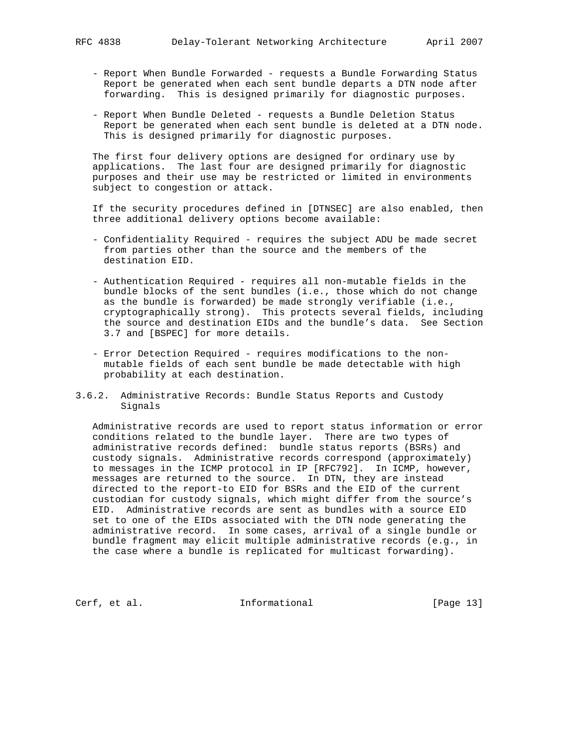- Report When Bundle Forwarded - requests a Bundle Forwarding Status Report be generated when each sent bundle departs a DTN node after forwarding. This is designed primarily for diagnostic purposes.

- Report When Bundle Deleted - requests a Bundle Deletion Status Report be generated when each sent bundle is deleted at a DTN node. This is designed primarily for diagnostic purposes.

The first four delivery options are designed for ordinary use by applications. The last four are designed primarily for diagnostic purposes and their use may be restricted or limited in environments subject to congestion or attack.

If the security procedures defined in [DTNSEC] are also enabled, then three additional delivery options become available:

- Confidentiality Required - requires the subject ADU be made secret from parties other than the source and the members of the destination EID.

- Authentication Required - requires all non-mutable fields in the bundle blocks of the sent bundles (i.e., those which do not change as the bundle is forwarded) be made strongly verifiable (i.e., cryptographically strong). This protects several fields, including the source and destination EIDs and the bundle's data. See Section 3.7 and [BSPEC] for more details.

- Error Detection Required - requires modifications to the non-mutable fields of each sent bundle be made detectable with high probability at each destination.

### 3.6.2. Administrative Records: Bundle Status Reports and Custody Signals

Administrative records are used to report status information or error conditions related to the bundle layer. There are two types of administrative records defined: bundle status reports (BSRs) and custody signals. Administrative records correspond (approximately) to messages in the ICMP protocol in IP [RFC792]. In ICMP, however, messages are returned to the source. In DTN, they are instead directed to the report-to EID for BSRs and the EID of the current custodian for custody signals, which might differ from the source's EID. Administrative records are sent as bundles with a source EID set to one of the EIDs associated with the DTN node generating the administrative record. In some cases, arrival of a single bundle or bundle fragment may elicit multiple administrative records (e.g., in the case where a bundle is replicated for multicast forwarding).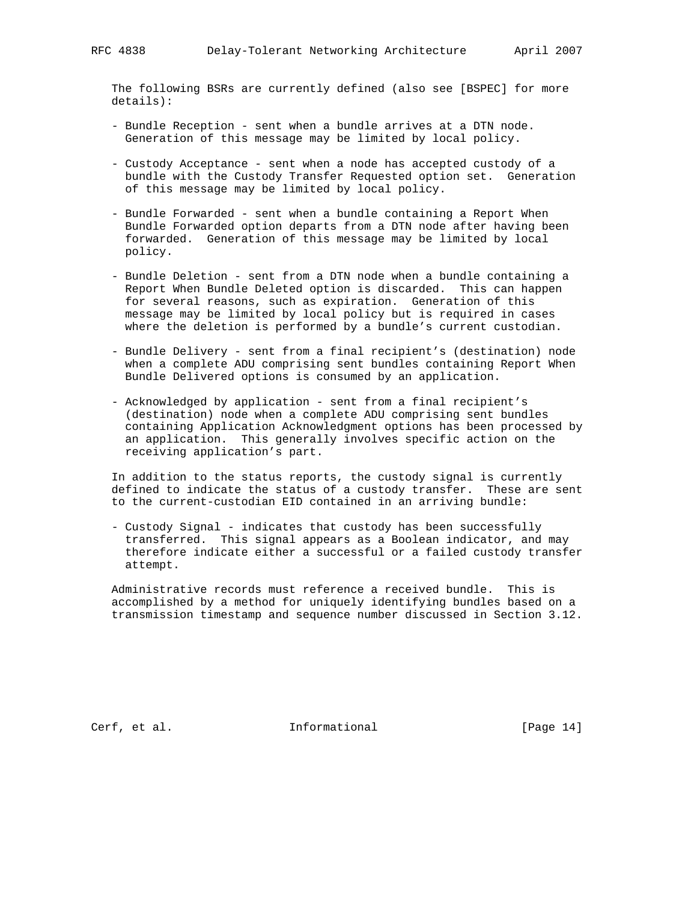The following BSRs are currently defined (also see [BSPEC] for more details):

- Bundle Reception - sent when a bundle arrives at a DTN node. Generation of this message may be limited by local policy.

- Custody Acceptance - sent when a node has accepted custody of a bundle with the Custody Transfer Requested option set. Generation of this message may be limited by local policy.

- Bundle Forwarded - sent when a bundle containing a Report When Bundle Forwarded option departs from a DTN node after having been forwarded. Generation of this message may be limited by local policy.

- Bundle Deletion - sent from a DTN node when a bundle containing a Report When Bundle Deleted option is discarded. This can happen for several reasons, such as expiration. Generation of this message may be limited by local policy but is required in cases where the deletion is performed by a bundle's current custodian.

- Bundle Delivery - sent from a final recipient's (destination) node when a complete ADU comprising sent bundles containing Report When Bundle Delivered options is consumed by an application.

- Acknowledged by application - sent from a final recipient's (destination) node when a complete ADU comprising sent bundles containing Application Acknowledgment options has been processed by an application. This generally involves specific action on the receiving application's part.

In addition to the status reports, the custody signal is currently defined to indicate the status of a custody transfer. These are sent to the current-custodian EID contained in an arriving bundle:

- Custody Signal - indicates that custody has been successfully transferred. This signal appears as a Boolean indicator, and may therefore indicate either a successful or a failed custody transfer attempt.

Administrative records must reference a received bundle. This is accomplished by a method for uniquely identifying bundles based on a transmission timestamp and sequence number discussed in Section 3.12.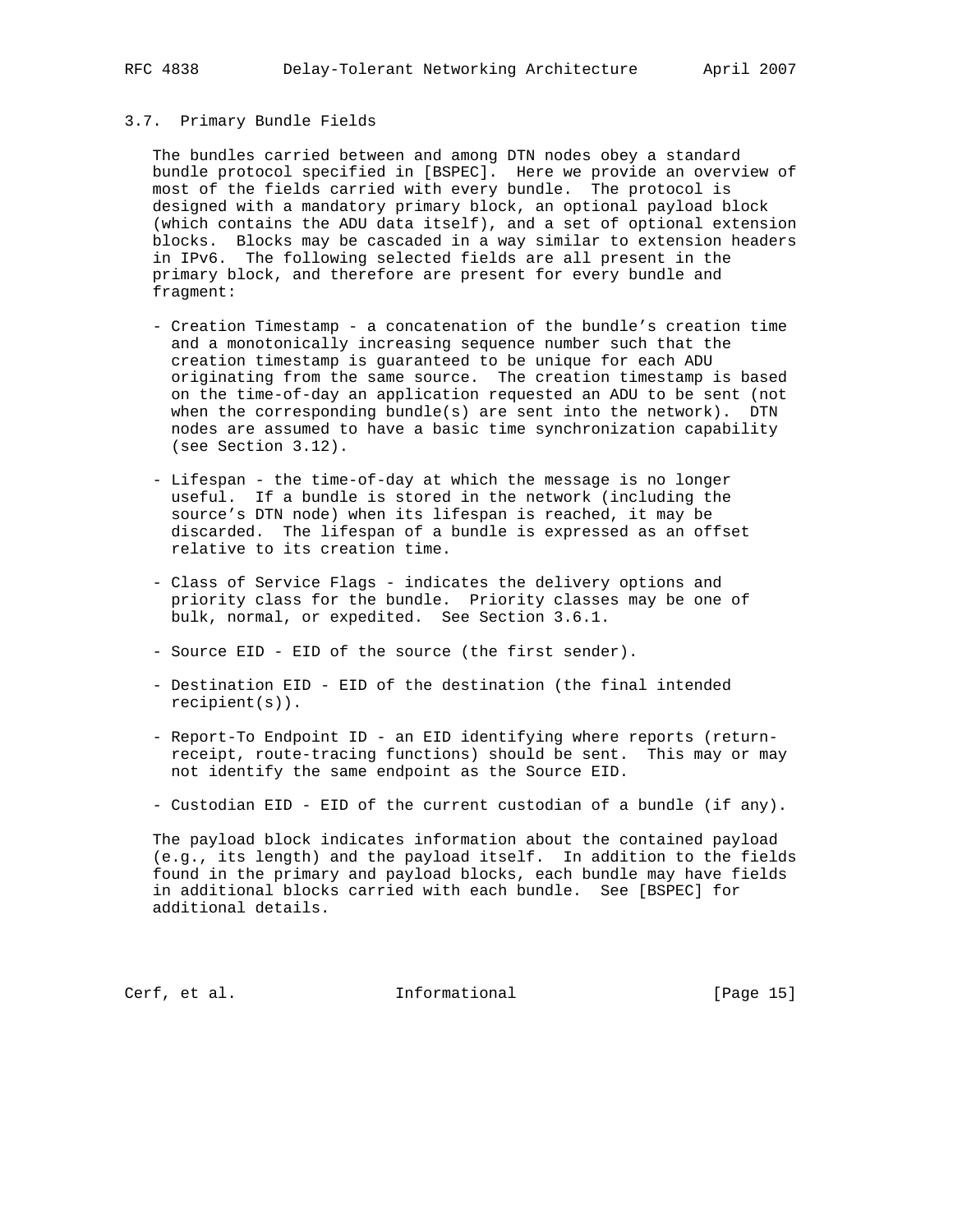### 3.7. Primary Bundle Fields

The bundles carried between and among DTN nodes obey a standard bundle protocol specified in [BSPEC]. Here we provide an overview of most of the fields carried with every bundle. The protocol is designed with a mandatory primary block, an optional payload block (which contains the ADU data itself), and a set of optional extension blocks. Blocks may be cascaded in a way similar to extension headers in IPv6. The following selected fields are all present in the primary block, and therefore are present for every bundle and fragment:

- Creation Timestamp - a concatenation of the bundle's creation time and a monotonically increasing sequence number such that the creation timestamp is guaranteed to be unique for each ADU originating from the same source. The creation timestamp is based on the time-of-day an application requested an ADU to be sent (not when the corresponding bundle(s) are sent into the network). DTN nodes are assumed to have a basic time synchronization capability (see Section 3.12).

- Lifespan - the time-of-day at which the message is no longer useful. If a bundle is stored in the network (including the source's DTN node) when its lifespan is reached, it may be discarded. The lifespan of a bundle is expressed as an offset relative to its creation time.

- Class of Service Flags - indicates the delivery options and priority class for the bundle. Priority classes may be one of bulk, normal, or expedited. See Section 3.6.1.

- Source EID - EID of the source (the first sender).

- Destination EID - EID of the destination (the final intended recipient(s)).

- Report-To Endpoint ID - an EID identifying where reports (return-receipt, route-tracing functions) should be sent. This may or may not identify the same endpoint as the Source EID.

- Custodian EID - EID of the current custodian of a bundle (if any).

The payload block indicates information about the contained payload (e.g., its length) and the payload itself. In addition to the fields found in the primary and payload blocks, each bundle may have fields in additional blocks carried with each bundle. See [BSPEC] for additional details.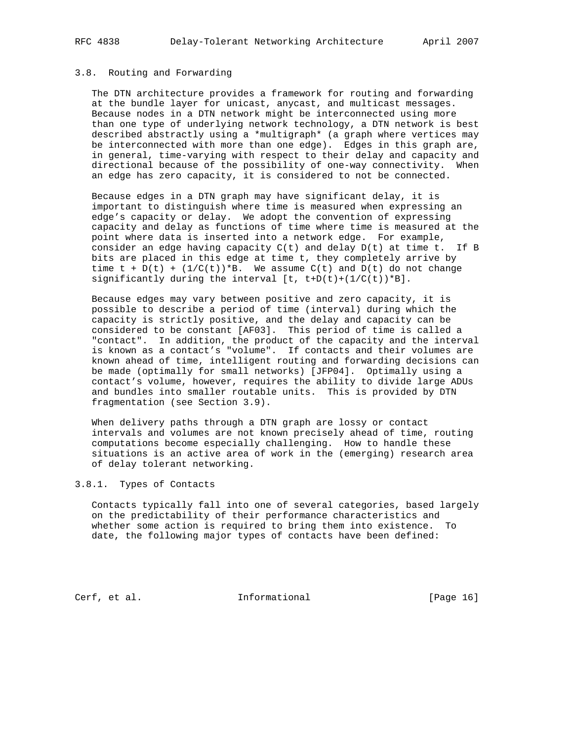### 3.8. Routing and Forwarding

The DTN architecture provides a framework for routing and forwarding at the bundle layer for unicast, anycast, and multicast messages. Because nodes in a DTN network might be interconnected using more than one type of underlying network technology, a DTN network is best described abstractly using a *multigraph* (a graph where vertices may be interconnected with more than one edge). Edges in this graph are, in general, time-varying with respect to their delay and capacity and directional because of the possibility of one-way connectivity. When an edge has zero capacity, it is considered to not be connected.

Because edges in a DTN graph may have significant delay, it is important to distinguish where time is measured when expressing an edge's capacity or delay. We adopt the convention of expressing capacity and delay as functions of time where time is measured at the point where data is inserted into a network edge. For example, consider an edge having capacity $C(t)$ and delay $D(t)$ at time t. If B bits are placed in this edge at time t, they completely arrive by time $t + D(t) + (1/C(t))*B$. We assume $C(t)$ and $D(t)$ do not change significantly during the interval $[t, t+D(t)+(1/C(t))*B]$.

Because edges may vary between positive and zero capacity, it is possible to describe a period of time (interval) during which the capacity is strictly positive, and the delay and capacity can be considered to be constant [AF03]. This period of time is called a "contact". In addition, the product of the capacity and the interval is known as a contact's "volume". If contacts and their volumes are known ahead of time, intelligent routing and forwarding decisions can be made (optimally for small networks) [JFP04]. Optimally using a contact's volume, however, requires the ability to divide large ADUs and bundles into smaller routable units. This is provided by DTN fragmentation (see Section 3.9).

When delivery paths through a DTN graph are lossy or contact intervals and volumes are not known precisely ahead of time, routing computations become especially challenging. How to handle these situations is an active area of work in the (emerging) research area of delay tolerant networking.

#### 3.8.1. Types of Contacts

Contacts typically fall into one of several categories, based largely on the predictability of their performance characteristics and whether some action is required to bring them into existence. To date, the following major types of contacts have been defined: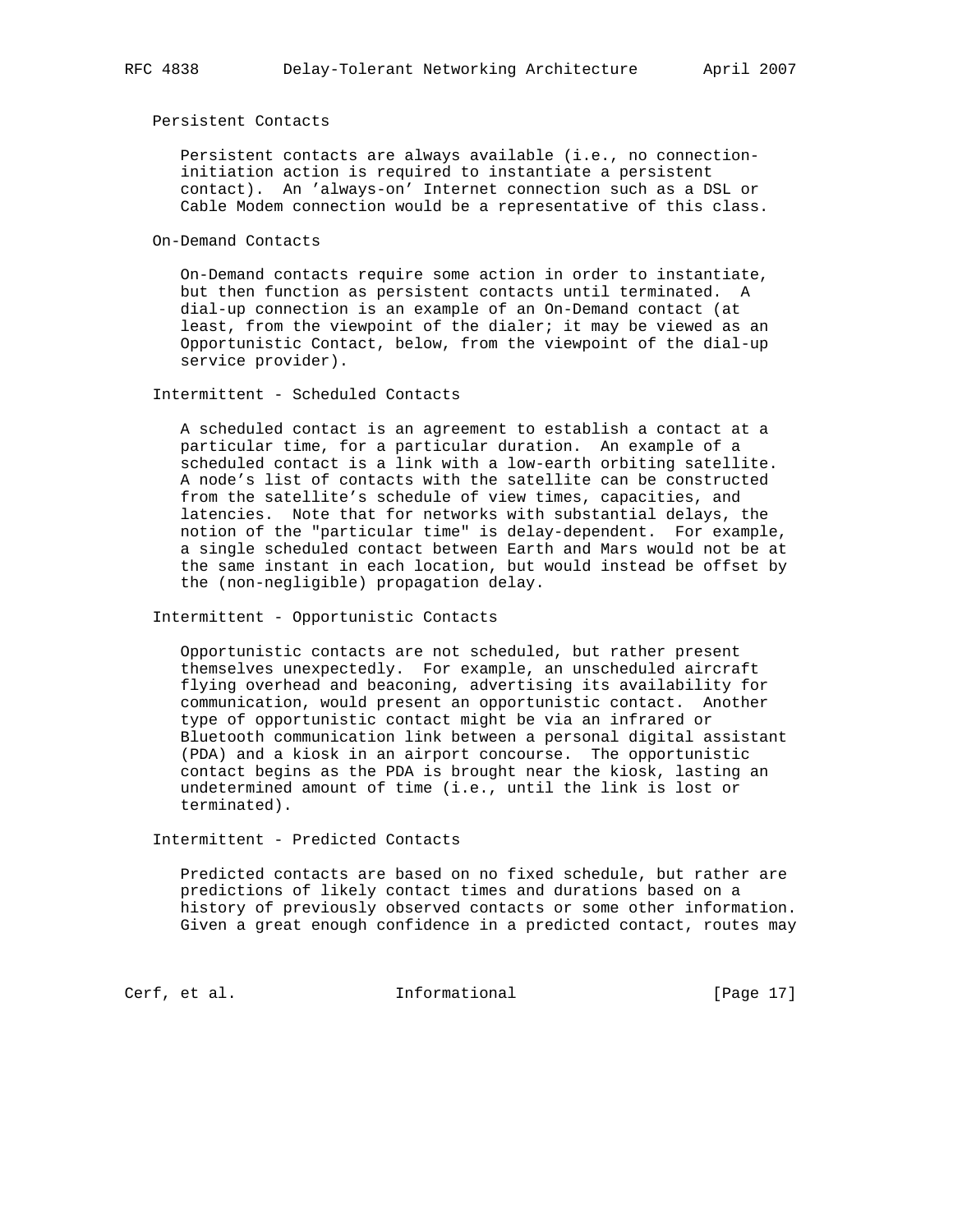Persistent Contacts

Persistent contacts are always available (i.e., no connection-initiation action is required to instantiate a persistent contact). An 'always-on' Internet connection such as a DSL or Cable Modem connection would be a representative of this class.

On-Demand Contacts

On-Demand contacts require some action in order to instantiate, but then function as persistent contacts until terminated. A dial-up connection is an example of an On-Demand contact (at least, from the viewpoint of the dialer; it may be viewed as an Opportunistic Contact, below, from the viewpoint of the dial-up service provider).

Intermittent - Scheduled Contacts

A scheduled contact is an agreement to establish a contact at a particular time, for a particular duration. An example of a scheduled contact is a link with a low-earth orbiting satellite. A node's list of contacts with the satellite can be constructed from the satellite's schedule of view times, capacities, and latencies. Note that for networks with substantial delays, the notion of the "particular time" is delay-dependent. For example, a single scheduled contact between Earth and Mars would not be at the same instant in each location, but would instead be offset by the (non-negligible) propagation delay.

Intermittent - Opportunistic Contacts

Opportunistic contacts are not scheduled, but rather present themselves unexpectedly. For example, an unscheduled aircraft flying overhead and beaconing, advertising its availability for communication, would present an opportunistic contact. Another type of opportunistic contact might be via an infrared or Bluetooth communication link between a personal digital assistant (PDA) and a kiosk in an airport concourse. The opportunistic contact begins as the PDA is brought near the kiosk, lasting an undetermined amount of time (i.e., until the link is lost or terminated).

Intermittent - Predicted Contacts

Predicted contacts are based on no fixed schedule, but rather are predictions of likely contact times and durations based on a history of previously observed contacts or some other information. Given a great enough confidence in a predicted contact, routes may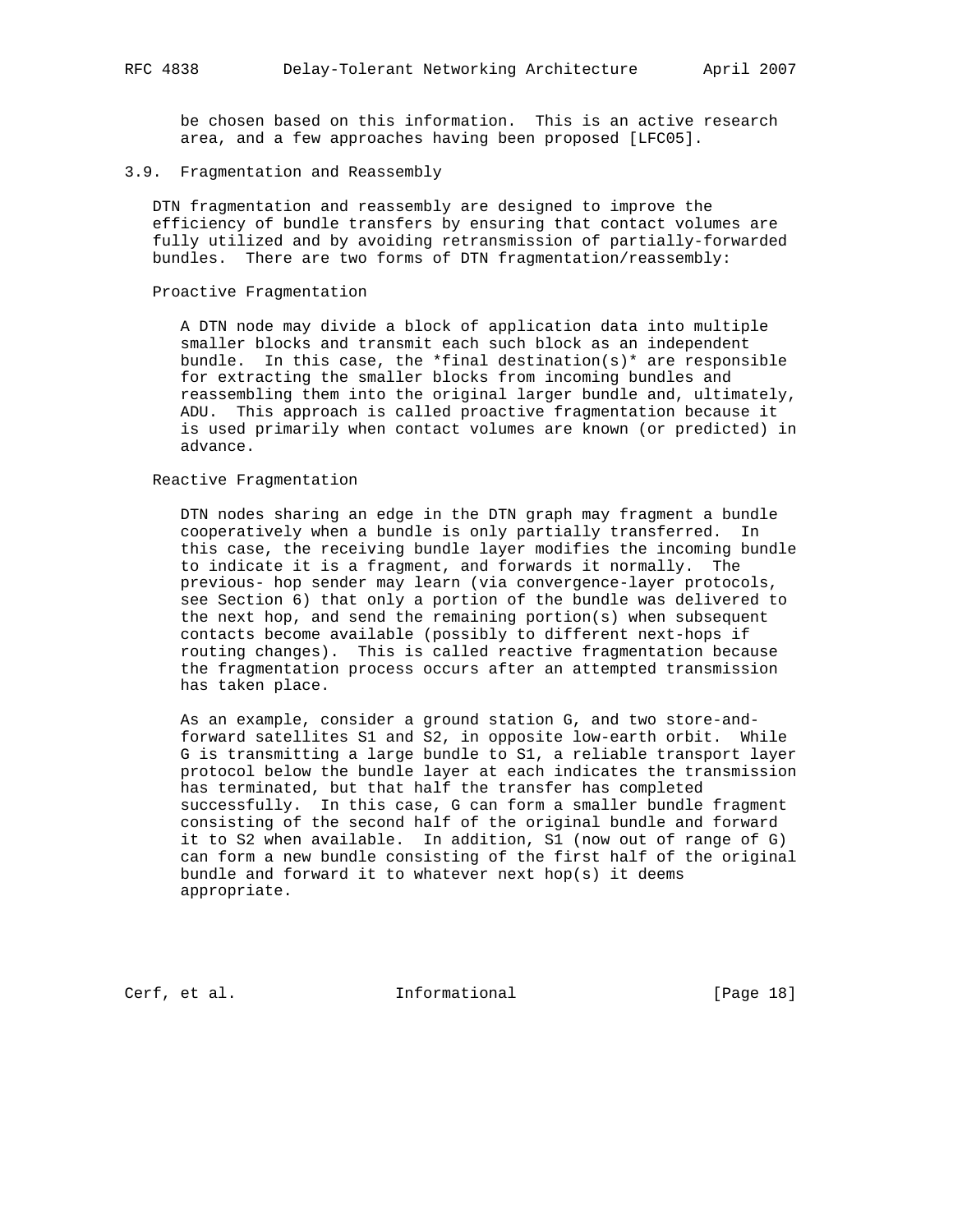be chosen based on this information. This is an active research area, and a few approaches having been proposed [LFC05].

### 3.9. Fragmentation and Reassembly

DTN fragmentation and reassembly are designed to improve the efficiency of bundle transfers by ensuring that contact volumes are fully utilized and by avoiding retransmission of partially-forwarded bundles. There are two forms of DTN fragmentation/reassembly:

Proactive Fragmentation

A DTN node may divide a block of application data into multiple smaller blocks and transmit each such block as an independent bundle. In this case, the *final destination(s)* are responsible for extracting the smaller blocks from incoming bundles and reassembling them into the original larger bundle and, ultimately, ADU. This approach is called proactive fragmentation because it is used primarily when contact volumes are known (or predicted) in advance.

Reactive Fragmentation

DTN nodes sharing an edge in the DTN graph may fragment a bundle cooperatively when a bundle is only partially transferred. In this case, the receiving bundle layer modifies the incoming bundle to indicate it is a fragment, and forwards it normally. The previous- hop sender may learn (via convergence-layer protocols, see Section 6) that only a portion of the bundle was delivered to the next hop, and send the remaining portion(s) when subsequent contacts become available (possibly to different next-hops if routing changes). This is called reactive fragmentation because the fragmentation process occurs after an attempted transmission has taken place.

As an example, consider a ground station G, and two store-and-forward satellites S1 and S2, in opposite low-earth orbit. While G is transmitting a large bundle to S1, a reliable transport layer protocol below the bundle layer at each indicates the transmission has terminated, but that half the transfer has completed successfully. In this case, G can form a smaller bundle fragment consisting of the second half of the original bundle and forward it to S2 when available. In addition, S1 (now out of range of G) can form a new bundle consisting of the first half of the original bundle and forward it to whatever next hop(s) it deems appropriate.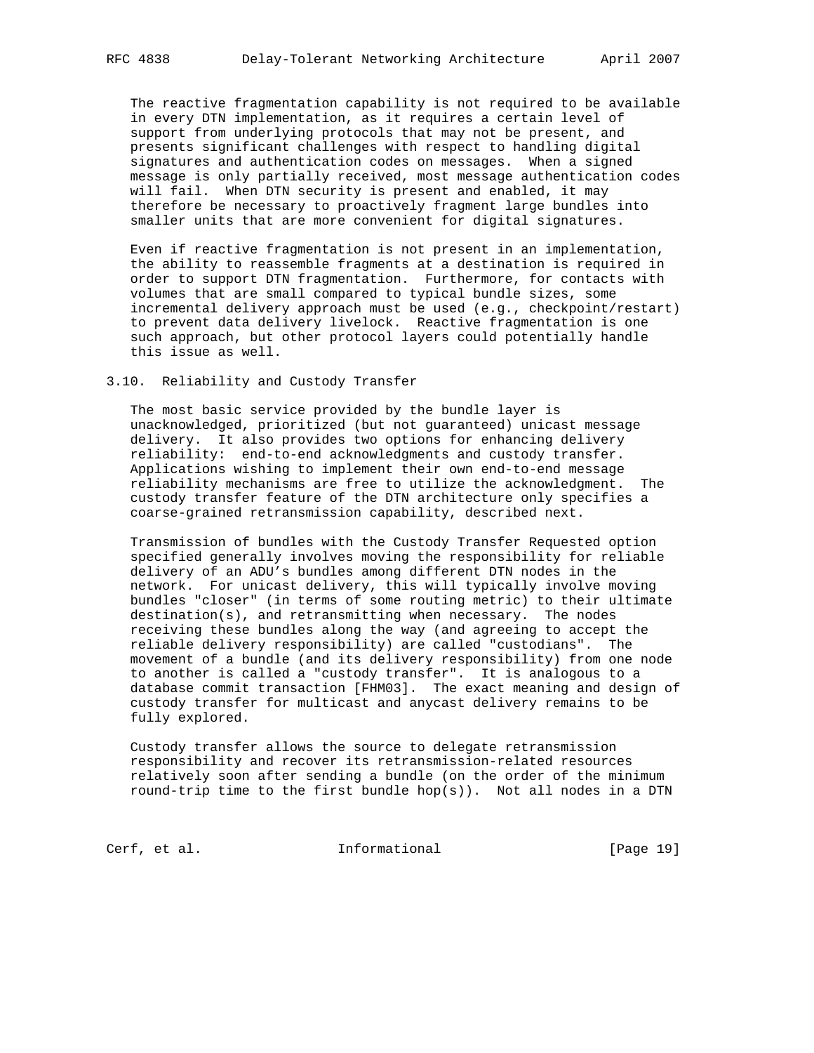The reactive fragmentation capability is not required to be available in every DTN implementation, as it requires a certain level of support from underlying protocols that may not be present, and presents significant challenges with respect to handling digital signatures and authentication codes on messages. When a signed message is only partially received, most message authentication codes will fail. When DTN security is present and enabled, it may therefore be necessary to proactively fragment large bundles into smaller units that are more convenient for digital signatures.

Even if reactive fragmentation is not present in an implementation, the ability to reassemble fragments at a destination is required in order to support DTN fragmentation. Furthermore, for contacts with volumes that are small compared to typical bundle sizes, some incremental delivery approach must be used (e.g., checkpoint/restart) to prevent data delivery livelock. Reactive fragmentation is one such approach, but other protocol layers could potentially handle this issue as well.

## 3.10. Reliability and Custody Transfer

The most basic service provided by the bundle layer is unacknowledged, prioritized (but not guaranteed) unicast message delivery. It also provides two options for enhancing delivery reliability: end-to-end acknowledgments and custody transfer. Applications wishing to implement their own end-to-end message reliability mechanisms are free to utilize the acknowledgment. The custody transfer feature of the DTN architecture only specifies a coarse-grained retransmission capability, described next.

Transmission of bundles with the Custody Transfer Requested option specified generally involves moving the responsibility for reliable delivery of an ADU's bundles among different DTN nodes in the network. For unicast delivery, this will typically involve moving bundles "closer" (in terms of some routing metric) to their ultimate destination(s), and retransmitting when necessary. The nodes receiving these bundles along the way (and agreeing to accept the reliable delivery responsibility) are called "custodians". The movement of a bundle (and its delivery responsibility) from one node to another is called a "custody transfer". It is analogous to a database commit transaction [FHM03]. The exact meaning and design of custody transfer for multicast and anycast delivery remains to be fully explored.

Custody transfer allows the source to delegate retransmission responsibility and recover its retransmission-related resources relatively soon after sending a bundle (on the order of the minimum round-trip time to the first bundle hop(s)). Not all nodes in a DTN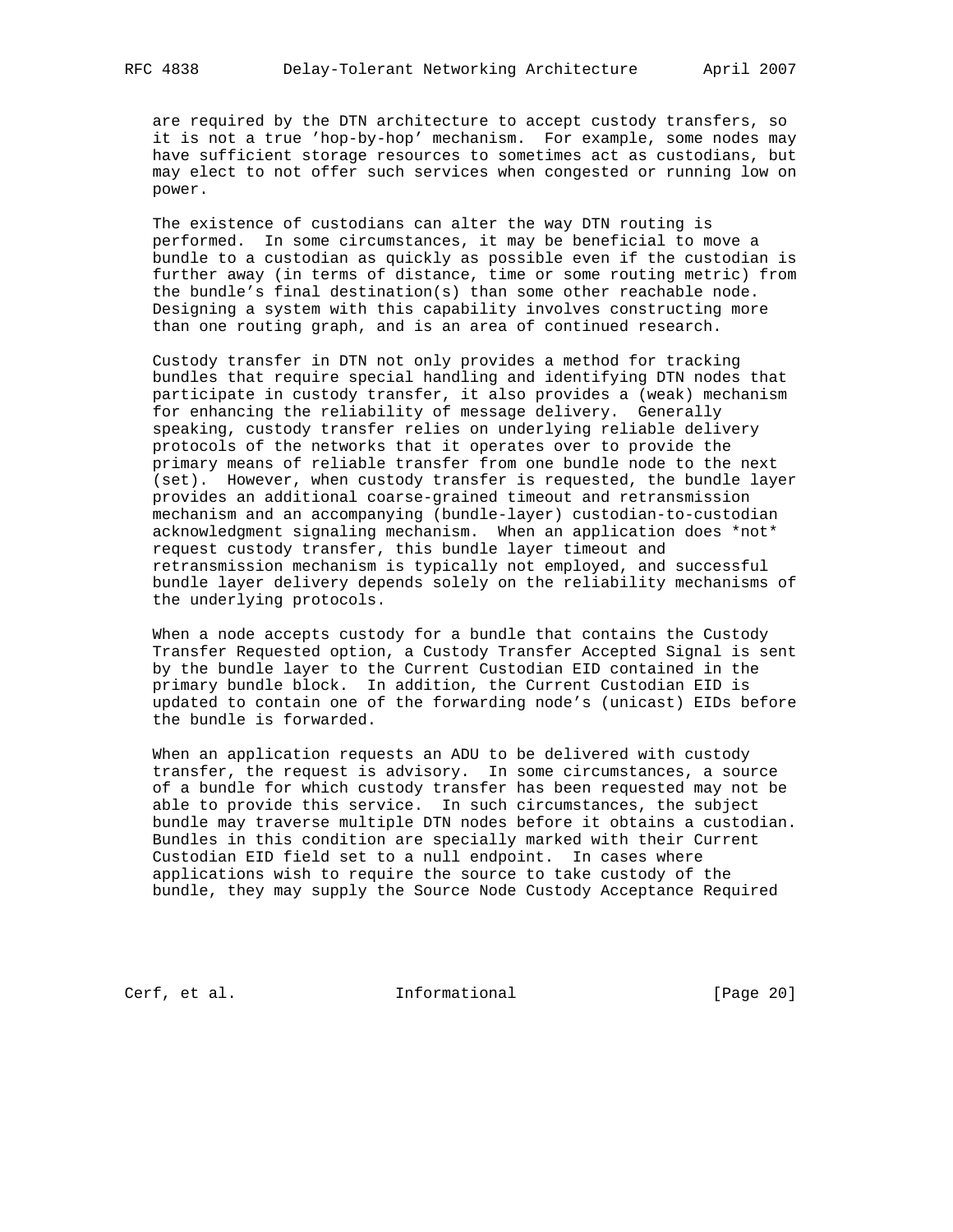are required by the DTN architecture to accept custody transfers, so it is not a true 'hop-by-hop' mechanism. For example, some nodes may have sufficient storage resources to sometimes act as custodians, but may elect to not offer such services when congested or running low on power.

The existence of custodians can alter the way DTN routing is performed. In some circumstances, it may be beneficial to move a bundle to a custodian as quickly as possible even if the custodian is further away (in terms of distance, time or some routing metric) from the bundle's final destination(s) than some other reachable node. Designing a system with this capability involves constructing more than one routing graph, and is an area of continued research.

Custody transfer in DTN not only provides a method for tracking bundles that require special handling and identifying DTN nodes that participate in custody transfer, it also provides a (weak) mechanism for enhancing the reliability of message delivery. Generally speaking, custody transfer relies on underlying reliable delivery protocols of the networks that it operates over to provide the primary means of reliable transfer from one bundle node to the next (set). However, when custody transfer is requested, the bundle layer provides an additional coarse-grained timeout and retransmission mechanism and an accompanying (bundle-layer) custodian-to-custodian acknowledgment signaling mechanism. When an application does *not* request custody transfer, this bundle layer timeout and retransmission mechanism is typically not employed, and successful bundle layer delivery depends solely on the reliability mechanisms of the underlying protocols.

When a node accepts custody for a bundle that contains the Custody Transfer Requested option, a Custody Transfer Accepted Signal is sent by the bundle layer to the Current Custodian EID contained in the primary bundle block. In addition, the Current Custodian EID is updated to contain one of the forwarding node's (unicast) EIDs before the bundle is forwarded.

When an application requests an ADU to be delivered with custody transfer, the request is advisory. In some circumstances, a source of a bundle for which custody transfer has been requested may not be able to provide this service. In such circumstances, the subject bundle may traverse multiple DTN nodes before it obtains a custodian. Bundles in this condition are specially marked with their Current Custodian EID field set to a null endpoint. In cases where applications wish to require the source to take custody of the bundle, they may supply the Source Node Custody Acceptance Required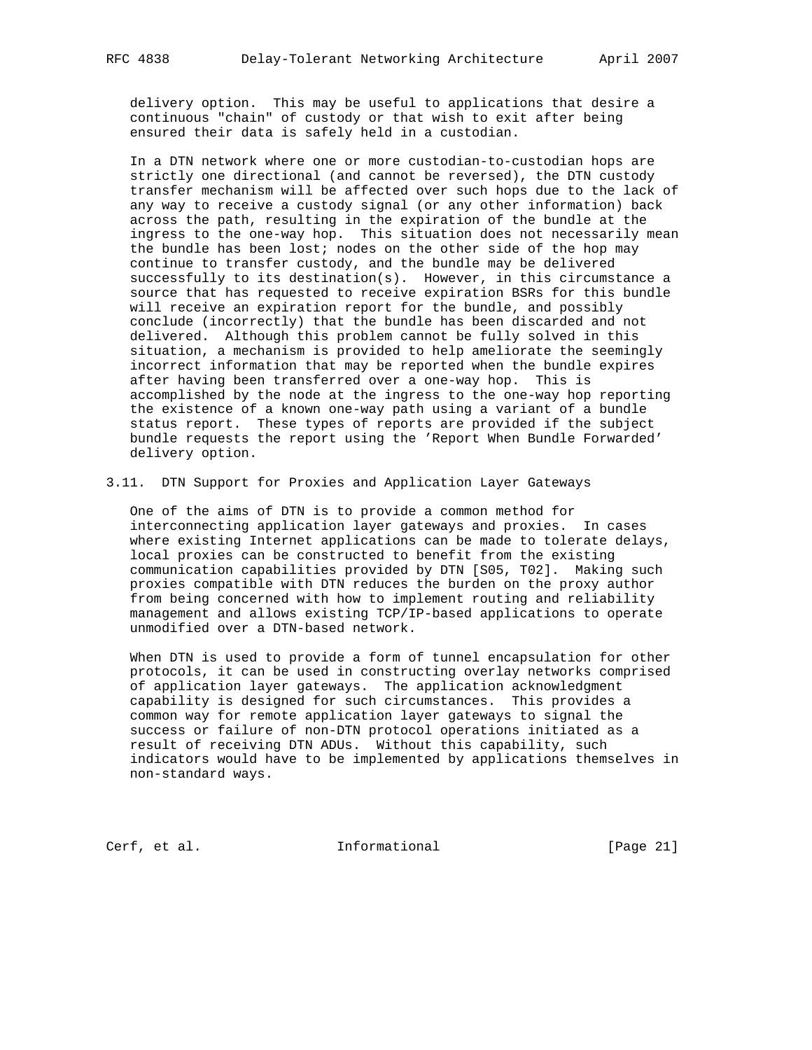delivery option. This may be useful to applications that desire a continuous "chain" of custody or that wish to exit after being ensured their data is safely held in a custodian.

In a DTN network where one or more custodian-to-custodian hops are strictly one directional (and cannot be reversed), the DTN custody transfer mechanism will be affected over such hops due to the lack of any way to receive a custody signal (or any other information) back across the path, resulting in the expiration of the bundle at the ingress to the one-way hop. This situation does not necessarily mean the bundle has been lost; nodes on the other side of the hop may continue to transfer custody, and the bundle may be delivered successfully to its destination(s). However, in this circumstance a source that has requested to receive expiration BSRs for this bundle will receive an expiration report for the bundle, and possibly conclude (incorrectly) that the bundle has been discarded and not delivered. Although this problem cannot be fully solved in this situation, a mechanism is provided to help ameliorate the seemingly incorrect information that may be reported when the bundle expires after having been transferred over a one-way hop. This is accomplished by the node at the ingress to the one-way hop reporting the existence of a known one-way path using a variant of a bundle status report. These types of reports are provided if the subject bundle requests the report using the 'Report When Bundle Forwarded' delivery option.

### 3.11. DTN Support for Proxies and Application Layer Gateways

One of the aims of DTN is to provide a common method for interconnecting application layer gateways and proxies. In cases where existing Internet applications can be made to tolerate delays, local proxies can be constructed to benefit from the existing communication capabilities provided by DTN [S05, T02]. Making such proxies compatible with DTN reduces the burden on the proxy author from being concerned with how to implement routing and reliability management and allows existing TCP/IP-based applications to operate unmodified over a DTN-based network.

When DTN is used to provide a form of tunnel encapsulation for other protocols, it can be used in constructing overlay networks comprised of application layer gateways. The application acknowledgment capability is designed for such circumstances. This provides a common way for remote application layer gateways to signal the success or failure of non-DTN protocol operations initiated as a result of receiving DTN ADUs. Without this capability, such indicators would have to be implemented by applications themselves in non-standard ways.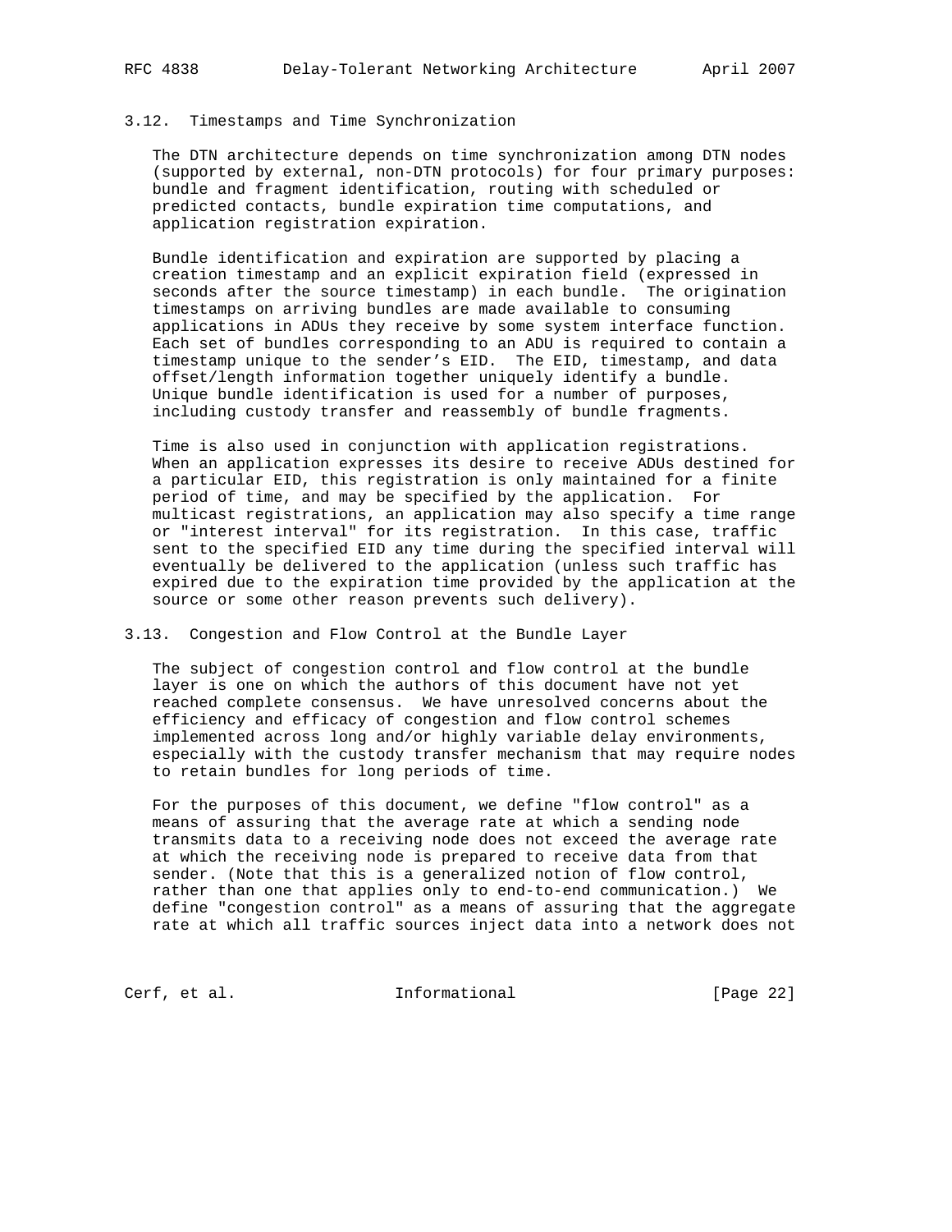### 3.12. Timestamps and Time Synchronization

The DTN architecture depends on time synchronization among DTN nodes (supported by external, non-DTN protocols) for four primary purposes: bundle and fragment identification, routing with scheduled or predicted contacts, bundle expiration time computations, and application registration expiration.

Bundle identification and expiration are supported by placing a creation timestamp and an explicit expiration field (expressed in seconds after the source timestamp) in each bundle. The origination timestamps on arriving bundles are made available to consuming applications in ADUs they receive by some system interface function. Each set of bundles corresponding to an ADU is required to contain a timestamp unique to the sender's EID. The EID, timestamp, and data offset/length information together uniquely identify a bundle. Unique bundle identification is used for a number of purposes, including custody transfer and reassembly of bundle fragments.

Time is also used in conjunction with application registrations. When an application expresses its desire to receive ADUs destined for a particular EID, this registration is only maintained for a finite period of time, and may be specified by the application. For multicast registrations, an application may also specify a time range or "interest interval" for its registration. In this case, traffic sent to the specified EID any time during the specified interval will eventually be delivered to the application (unless such traffic has expired due to the expiration time provided by the application at the source or some other reason prevents such delivery).

### 3.13. Congestion and Flow Control at the Bundle Layer

The subject of congestion control and flow control at the bundle layer is one on which the authors of this document have not yet reached complete consensus. We have unresolved concerns about the efficiency and efficacy of congestion and flow control schemes implemented across long and/or highly variable delay environments, especially with the custody transfer mechanism that may require nodes to retain bundles for long periods of time.

For the purposes of this document, we define "flow control" as a means of assuring that the average rate at which a sending node transmits data to a receiving node does not exceed the average rate at which the receiving node is prepared to receive data from that sender. (Note that this is a generalized notion of flow control, rather than one that applies only to end-to-end communication.) We define "congestion control" as a means of assuring that the aggregate rate at which all traffic sources inject data into a network does not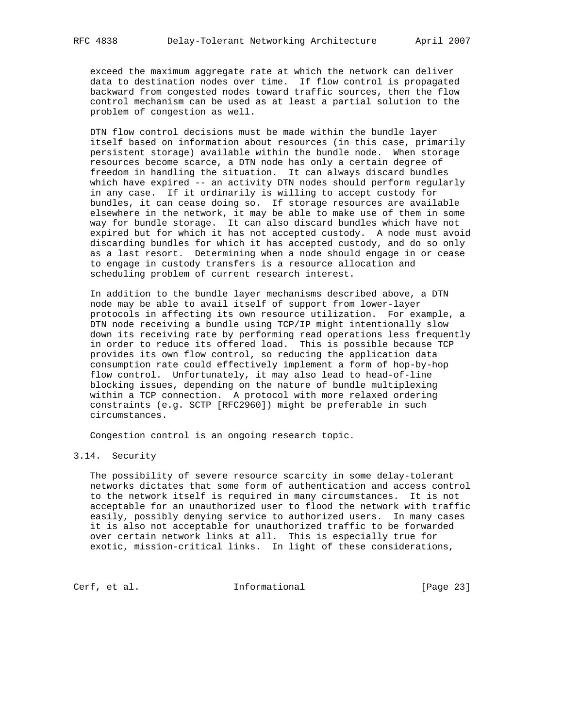exceed the maximum aggregate rate at which the network can deliver data to destination nodes over time. If flow control is propagated backward from congested nodes toward traffic sources, then the flow control mechanism can be used as at least a partial solution to the problem of congestion as well.

DTN flow control decisions must be made within the bundle layer itself based on information about resources (in this case, primarily persistent storage) available within the bundle node. When storage resources become scarce, a DTN node has only a certain degree of freedom in handling the situation. It can always discard bundles which have expired -- an activity DTN nodes should perform regularly in any case. If it ordinarily is willing to accept custody for bundles, it can cease doing so. If storage resources are available elsewhere in the network, it may be able to make use of them in some way for bundle storage. It can also discard bundles which have not expired but for which it has not accepted custody. A node must avoid discarding bundles for which it has accepted custody, and do so only as a last resort. Determining when a node should engage in or cease to engage in custody transfers is a resource allocation and scheduling problem of current research interest.

In addition to the bundle layer mechanisms described above, a DTN node may be able to avail itself of support from lower-layer protocols in affecting its own resource utilization. For example, a DTN node receiving a bundle using TCP/IP might intentionally slow down its receiving rate by performing read operations less frequently in order to reduce its offered load. This is possible because TCP provides its own flow control, so reducing the application data consumption rate could effectively implement a form of hop-by-hop flow control. Unfortunately, it may also lead to head-of-line blocking issues, depending on the nature of bundle multiplexing within a TCP connection. A protocol with more relaxed ordering constraints (e.g. SCTP [RFC2960]) might be preferable in such circumstances.

Congestion control is an ongoing research topic.

## 3.14. Security

The possibility of severe resource scarcity in some delay-tolerant networks dictates that some form of authentication and access control to the network itself is required in many circumstances. It is not acceptable for an unauthorized user to flood the network with traffic easily, possibly denying service to authorized users. In many cases it is also not acceptable for unauthorized traffic to be forwarded over certain network links at all. This is especially true for exotic, mission-critical links. In light of these considerations,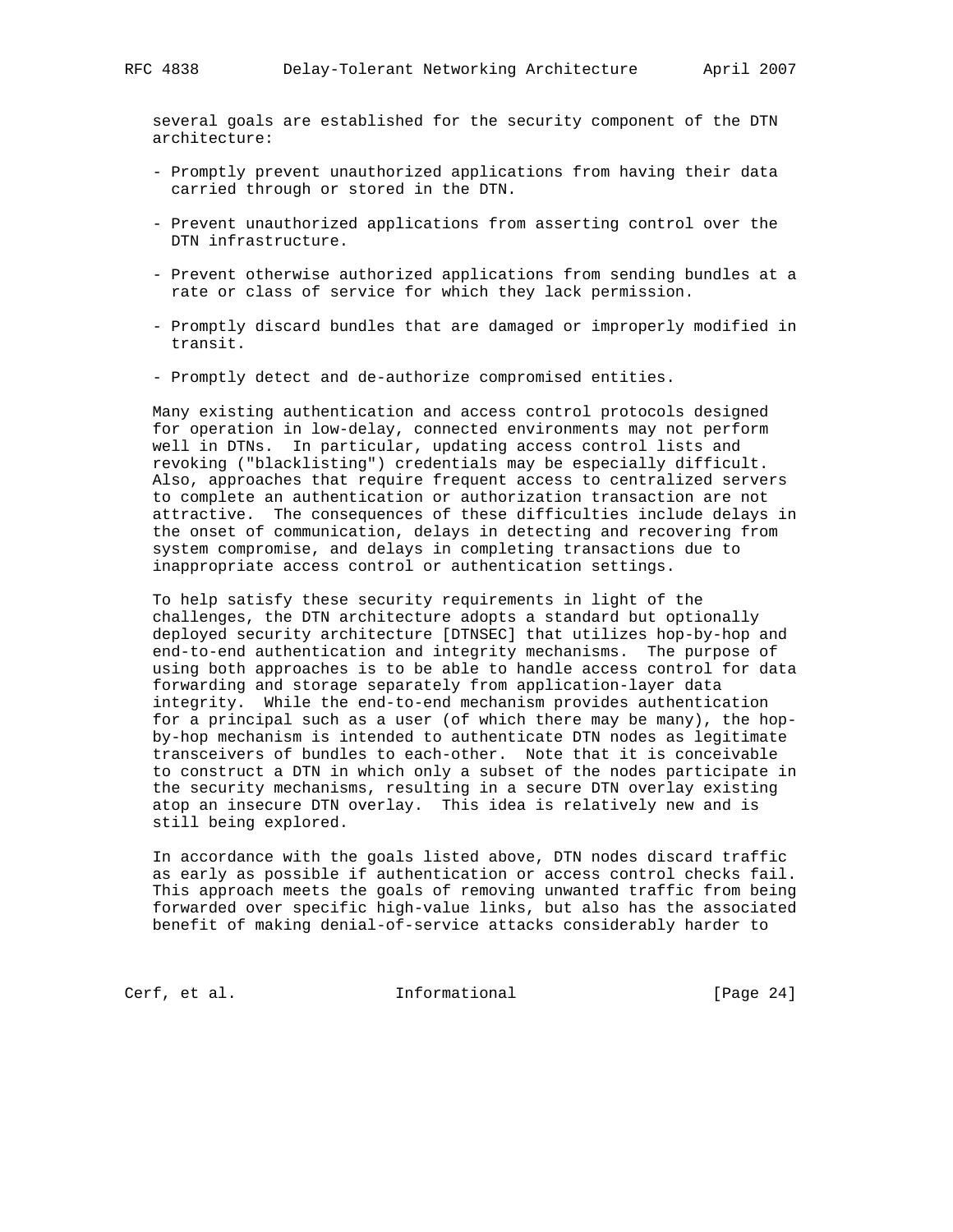several goals are established for the security component of the DTN architecture:

- Promptly prevent unauthorized applications from having their data carried through or stored in the DTN.
- Prevent unauthorized applications from asserting control over the DTN infrastructure.
- Prevent otherwise authorized applications from sending bundles at a rate or class of service for which they lack permission.
- Promptly discard bundles that are damaged or improperly modified in transit.
- Promptly detect and de-authorize compromised entities.

Many existing authentication and access control protocols designed for operation in low-delay, connected environments may not perform well in DTNs. In particular, updating access control lists and revoking ("blacklisting") credentials may be especially difficult. Also, approaches that require frequent access to centralized servers to complete an authentication or authorization transaction are not attractive. The consequences of these difficulties include delays in the onset of communication, delays in detecting and recovering from system compromise, and delays in completing transactions due to inappropriate access control or authentication settings.

To help satisfy these security requirements in light of the challenges, the DTN architecture adopts a standard but optionally deployed security architecture [DTNSEC] that utilizes hop-by-hop and end-to-end authentication and integrity mechanisms. The purpose of using both approaches is to be able to handle access control for data forwarding and storage separately from application-layer data integrity. While the end-to-end mechanism provides authentication for a principal such as a user (of which there may be many), the hop-by-hop mechanism is intended to authenticate DTN nodes as legitimate transceivers of bundles to each-other. Note that it is conceivable to construct a DTN in which only a subset of the nodes participate in the security mechanisms, resulting in a secure DTN overlay existing atop an insecure DTN overlay. This idea is relatively new and is still being explored.

In accordance with the goals listed above, DTN nodes discard traffic as early as possible if authentication or access control checks fail. This approach meets the goals of removing unwanted traffic from being forwarded over specific high-value links, but also has the associated benefit of making denial-of-service attacks considerably harder to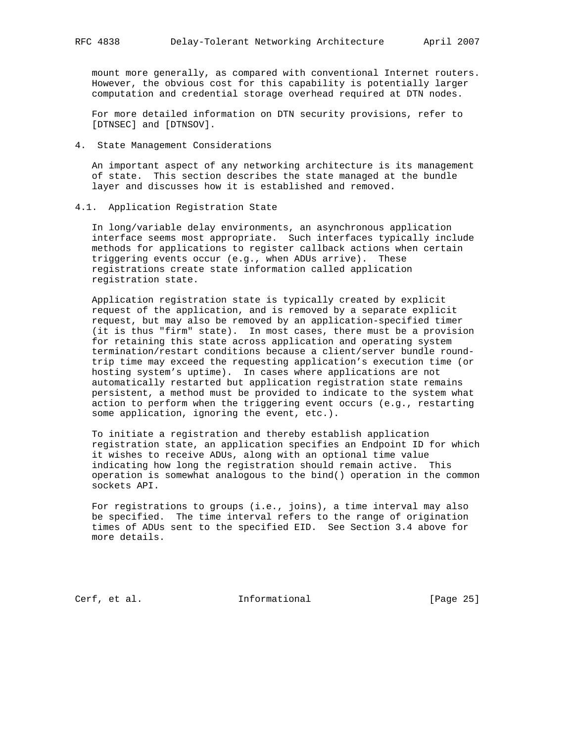mount more generally, as compared with conventional Internet routers. However, the obvious cost for this capability is potentially larger computation and credential storage overhead required at DTN nodes.

For more detailed information on DTN security provisions, refer to [DTNSEC] and [DTNSOV].

# 4. State Management Considerations

An important aspect of any networking architecture is its management of state. This section describes the state managed at the bundle layer and discusses how it is established and removed.

## 4.1. Application Registration State

In long/variable delay environments, an asynchronous application interface seems most appropriate. Such interfaces typically include methods for applications to register callback actions when certain triggering events occur (e.g., when ADUs arrive). These registrations create state information called application registration state.

Application registration state is typically created by explicit request of the application, and is removed by a separate explicit request, but may also be removed by an application-specified timer (it is thus "firm" state). In most cases, there must be a provision for retaining this state across application and operating system termination/restart conditions because a client/server bundle round-trip time may exceed the requesting application's execution time (or hosting system's uptime). In cases where applications are not automatically restarted but application registration state remains persistent, a method must be provided to indicate to the system what action to perform when the triggering event occurs (e.g., restarting some application, ignoring the event, etc.).

To initiate a registration and thereby establish application registration state, an application specifies an Endpoint ID for which it wishes to receive ADUs, along with an optional time value indicating how long the registration should remain active. This operation is somewhat analogous to the bind() operation in the common sockets API.

For registrations to groups (i.e., joins), a time interval may also be specified. The time interval refers to the range of origination times of ADUs sent to the specified EID. See Section 3.4 above for more details.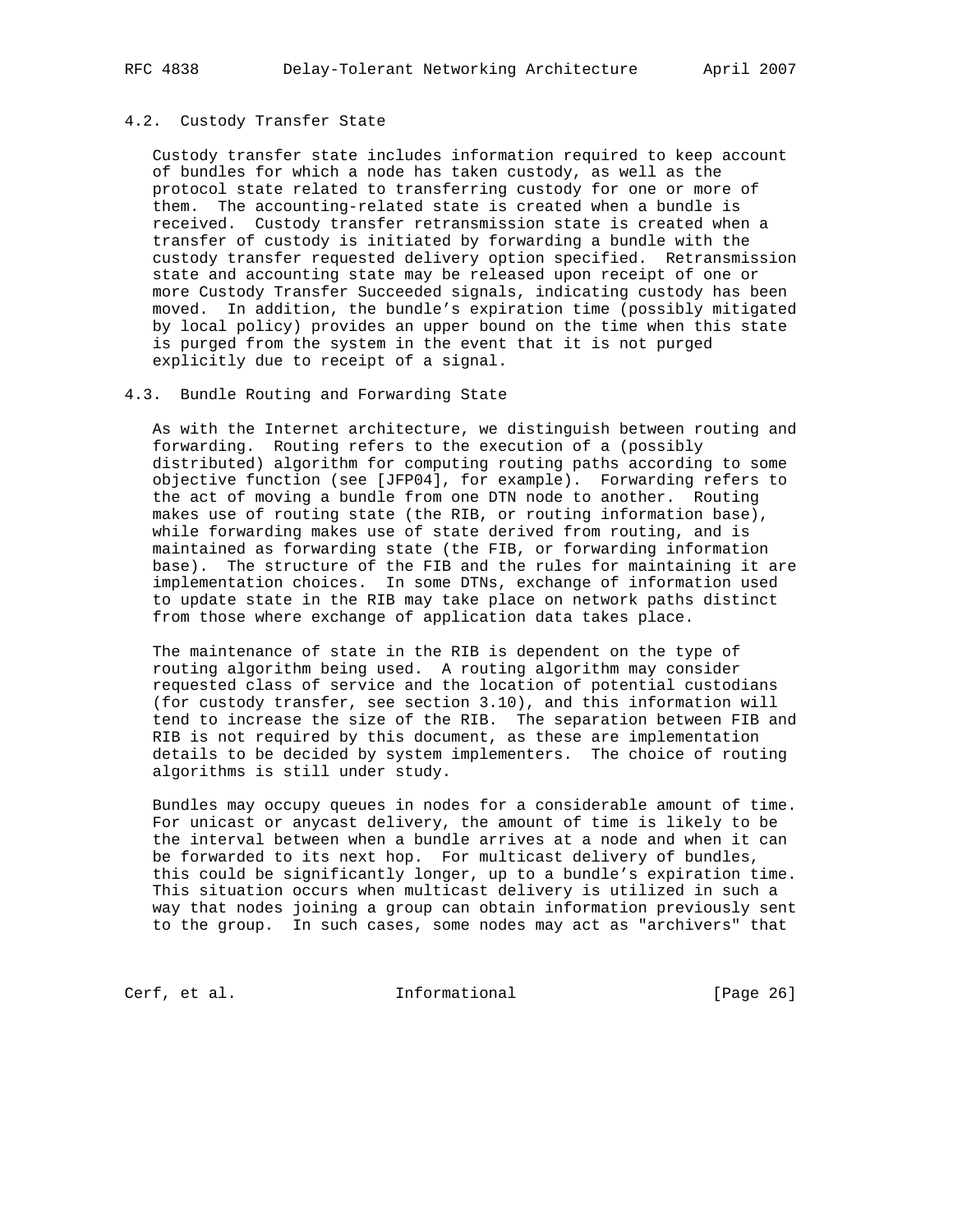### 4.2. Custody Transfer State

Custody transfer state includes information required to keep account of bundles for which a node has taken custody, as well as the protocol state related to transferring custody for one or more of them. The accounting-related state is created when a bundle is received. Custody transfer retransmission state is created when a transfer of custody is initiated by forwarding a bundle with the custody transfer requested delivery option specified. Retransmission state and accounting state may be released upon receipt of one or more Custody Transfer Succeeded signals, indicating custody has been moved. In addition, the bundle's expiration time (possibly mitigated by local policy) provides an upper bound on the time when this state is purged from the system in the event that it is not purged explicitly due to receipt of a signal.

### 4.3. Bundle Routing and Forwarding State

As with the Internet architecture, we distinguish between routing and forwarding. Routing refers to the execution of a (possibly distributed) algorithm for computing routing paths according to some objective function (see [JFP04], for example). Forwarding refers to the act of moving a bundle from one DTN node to another. Routing makes use of routing state (the RIB, or routing information base), while forwarding makes use of state derived from routing, and is maintained as forwarding state (the FIB, or forwarding information base). The structure of the FIB and the rules for maintaining it are implementation choices. In some DTNs, exchange of information used to update state in the RIB may take place on network paths distinct from those where exchange of application data takes place.

The maintenance of state in the RIB is dependent on the type of routing algorithm being used. A routing algorithm may consider requested class of service and the location of potential custodians (for custody transfer, see section 3.10), and this information will tend to increase the size of the RIB. The separation between FIB and RIB is not required by this document, as these are implementation details to be decided by system implementers. The choice of routing algorithms is still under study.

Bundles may occupy queues in nodes for a considerable amount of time. For unicast or anycast delivery, the amount of time is likely to be the interval between when a bundle arrives at a node and when it can be forwarded to its next hop. For multicast delivery of bundles, this could be significantly longer, up to a bundle's expiration time. This situation occurs when multicast delivery is utilized in such a way that nodes joining a group can obtain information previously sent to the group. In such cases, some nodes may act as "archivers" that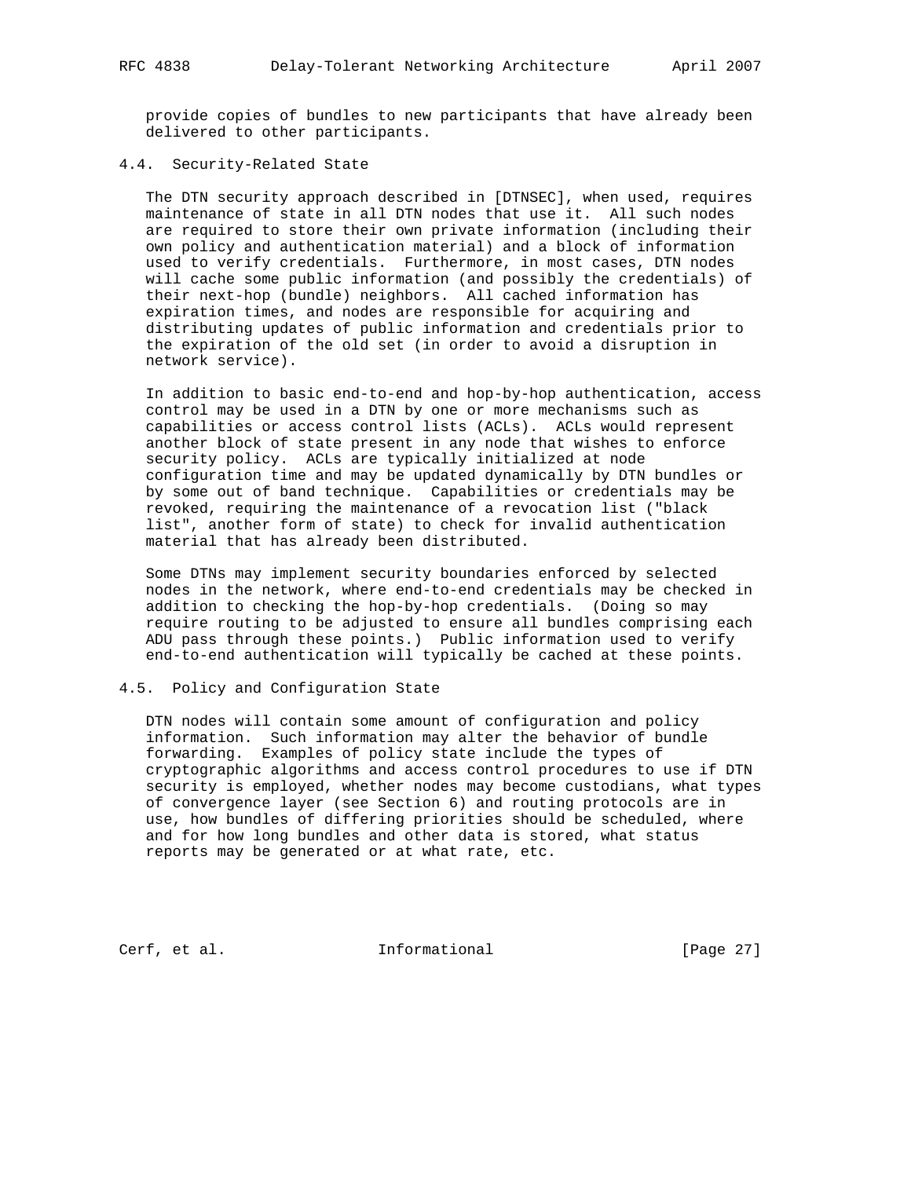provide copies of bundles to new participants that have already been delivered to other participants.

### 4.4. Security-Related State

The DTN security approach described in [DTNSEC], when used, requires maintenance of state in all DTN nodes that use it. All such nodes are required to store their own private information (including their own policy and authentication material) and a block of information used to verify credentials. Furthermore, in most cases, DTN nodes will cache some public information (and possibly the credentials) of their next-hop (bundle) neighbors. All cached information has expiration times, and nodes are responsible for acquiring and distributing updates of public information and credentials prior to the expiration of the old set (in order to avoid a disruption in network service).

In addition to basic end-to-end and hop-by-hop authentication, access control may be used in a DTN by one or more mechanisms such as capabilities or access control lists (ACLs). ACLs would represent another block of state present in any node that wishes to enforce security policy. ACLs are typically initialized at node configuration time and may be updated dynamically by DTN bundles or by some out of band technique. Capabilities or credentials may be revoked, requiring the maintenance of a revocation list ("black list", another form of state) to check for invalid authentication material that has already been distributed.

Some DTNs may implement security boundaries enforced by selected nodes in the network, where end-to-end credentials may be checked in addition to checking the hop-by-hop credentials. (Doing so may require routing to be adjusted to ensure all bundles comprising each ADU pass through these points.) Public information used to verify end-to-end authentication will typically be cached at these points.

### 4.5. Policy and Configuration State

DTN nodes will contain some amount of configuration and policy information. Such information may alter the behavior of bundle forwarding. Examples of policy state include the types of cryptographic algorithms and access control procedures to use if DTN security is employed, whether nodes may become custodians, what types of convergence layer (see Section 6) and routing protocols are in use, how bundles of differing priorities should be scheduled, where and for how long bundles and other data is stored, what status reports may be generated or at what rate, etc.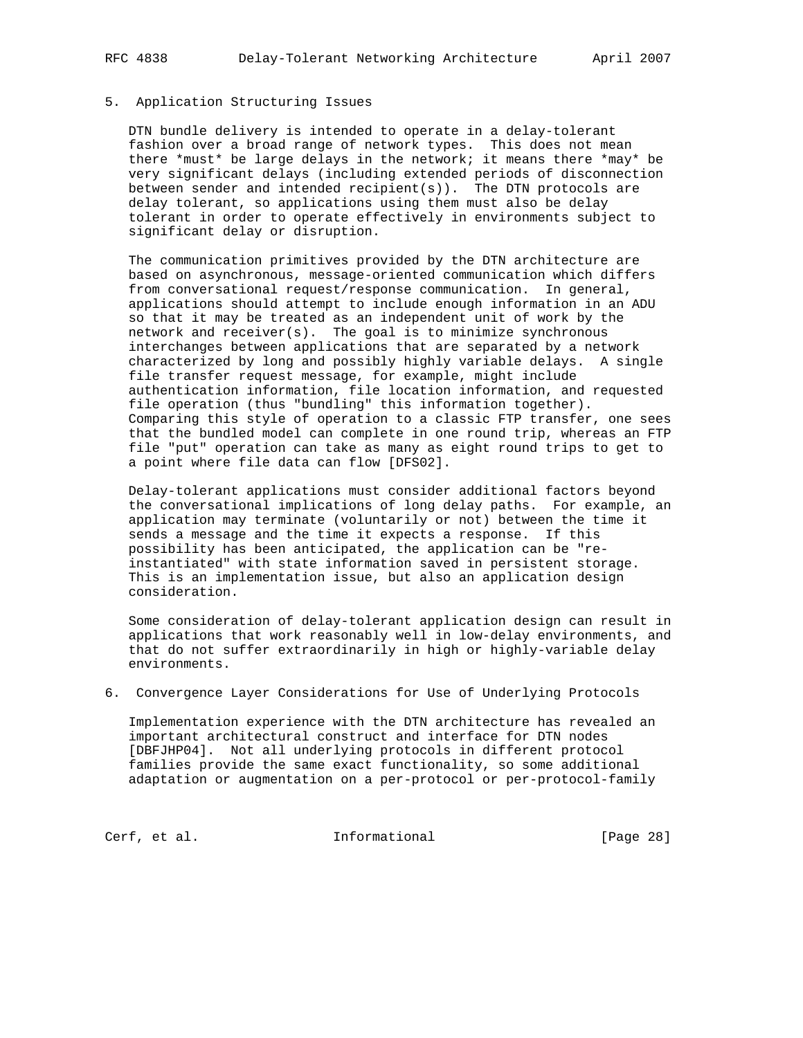## 5. Application Structuring Issues

DTN bundle delivery is intended to operate in a delay-tolerant fashion over a broad range of network types. This does not mean there *must* be large delays in the network; it means there *may* be very significant delays (including extended periods of disconnection between sender and intended recipient(s)). The DTN protocols are delay tolerant, so applications using them must also be delay tolerant in order to operate effectively in environments subject to significant delay or disruption.

The communication primitives provided by the DTN architecture are based on asynchronous, message-oriented communication which differs from conversational request/response communication. In general, applications should attempt to include enough information in an ADU so that it may be treated as an independent unit of work by the network and receiver(s). The goal is to minimize synchronous interchanges between applications that are separated by a network characterized by long and possibly highly variable delays. A single file transfer request message, for example, might include authentication information, file location information, and requested file operation (thus "bundling" this information together). Comparing this style of operation to a classic FTP transfer, one sees that the bundled model can complete in one round trip, whereas an FTP file "put" operation can take as many as eight round trips to get to a point where file data can flow [DFS02].

Delay-tolerant applications must consider additional factors beyond the conversational implications of long delay paths. For example, an application may terminate (voluntarily or not) between the time it sends a message and the time it expects a response. If this possibility has been anticipated, the application can be "re-instantiated" with state information saved in persistent storage. This is an implementation issue, but also an application design consideration.

Some consideration of delay-tolerant application design can result in applications that work reasonably well in low-delay environments, and that do not suffer extraordinarily in high or highly-variable delay environments.

## 6. Convergence Layer Considerations for Use of Underlying Protocols

Implementation experience with the DTN architecture has revealed an important architectural construct and interface for DTN nodes [DBFJHP04]. Not all underlying protocols in different protocol families provide the same exact functionality, so some additional adaptation or augmentation on a per-protocol or per-protocol-family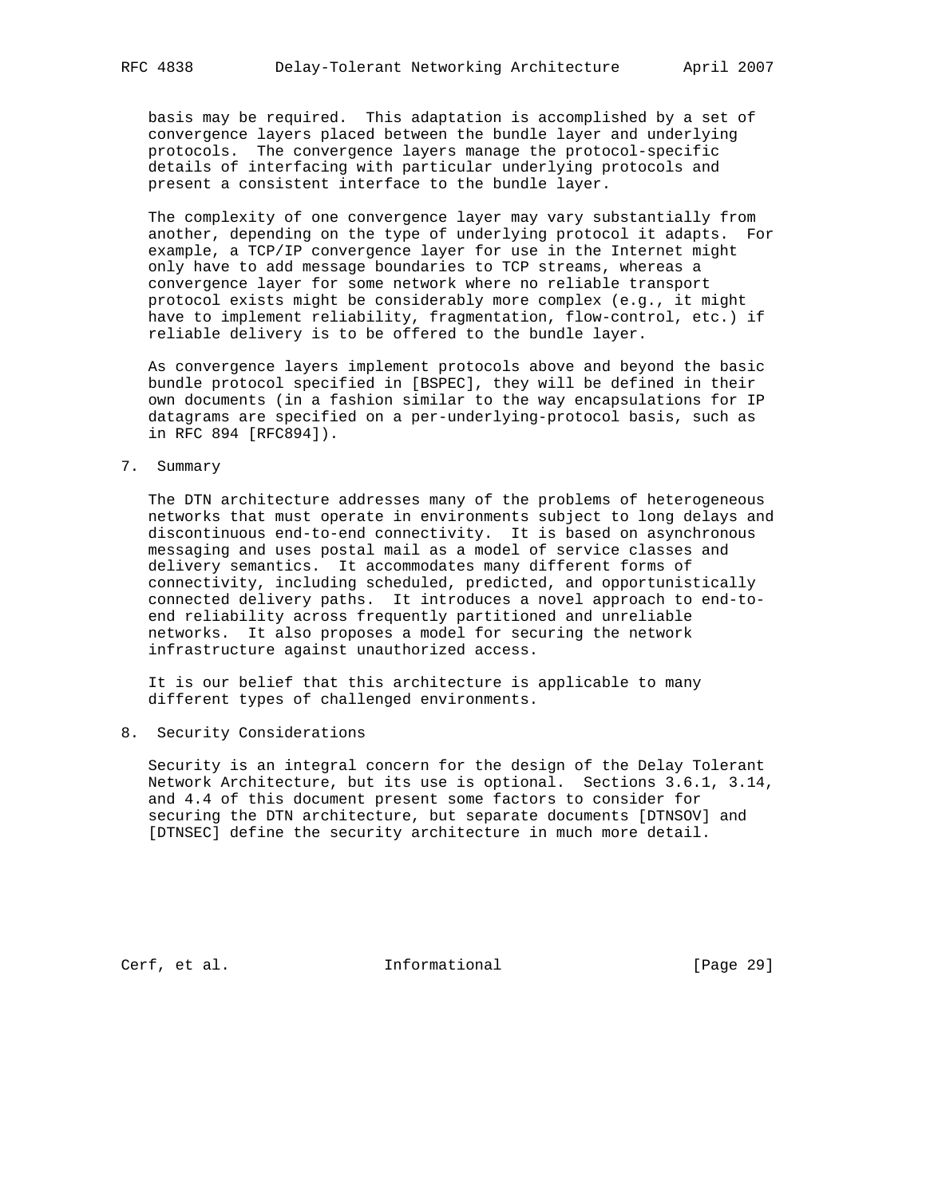basis may be required. This adaptation is accomplished by a set of convergence layers placed between the bundle layer and underlying protocols. The convergence layers manage the protocol-specific details of interfacing with particular underlying protocols and present a consistent interface to the bundle layer.

The complexity of one convergence layer may vary substantially from another, depending on the type of underlying protocol it adapts. For example, a TCP/IP convergence layer for use in the Internet might only have to add message boundaries to TCP streams, whereas a convergence layer for some network where no reliable transport protocol exists might be considerably more complex (e.g., it might have to implement reliability, fragmentation, flow-control, etc.) if reliable delivery is to be offered to the bundle layer.

As convergence layers implement protocols above and beyond the basic bundle protocol specified in [BSPEC], they will be defined in their own documents (in a fashion similar to the way encapsulations for IP datagrams are specified on a per-underlying-protocol basis, such as in RFC 894 [RFC894]).

## 7. Summary

The DTN architecture addresses many of the problems of heterogeneous networks that must operate in environments subject to long delays and discontinuous end-to-end connectivity. It is based on asynchronous messaging and uses postal mail as a model of service classes and delivery semantics. It accommodates many different forms of connectivity, including scheduled, predicted, and opportunistically connected delivery paths. It introduces a novel approach to end-to-end reliability across frequently partitioned and unreliable networks. It also proposes a model for securing the network infrastructure against unauthorized access.

It is our belief that this architecture is applicable to many different types of challenged environments.

## 8. Security Considerations

Security is an integral concern for the design of the Delay Tolerant Network Architecture, but its use is optional. Sections 3.6.1, 3.14, and 4.4 of this document present some factors to consider for securing the DTN architecture, but separate documents [DTNSOV] and [DTNSEC] define the security architecture in much more detail.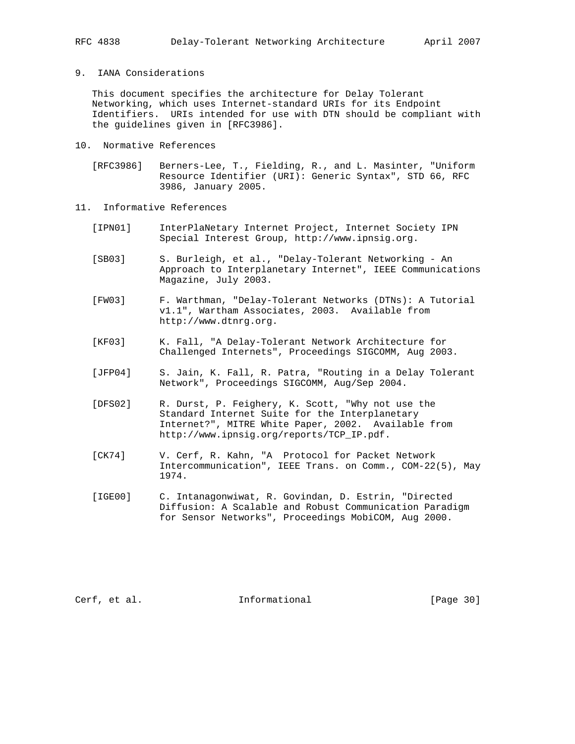## 9. IANA Considerations

This document specifies the architecture for Delay Tolerant Networking, which uses Internet-standard URIs for its Endpoint Identifiers. URIs intended for use with DTN should be compliant with the guidelines given in [RFC3986].

## 10. Normative References

[RFC3986] Berners-Lee, T., Fielding, R., and L. Masinter, "Uniform Resource Identifier (URI): Generic Syntax", STD 66, RFC 3986, January 2005.

## 11. Informative References

[IPN01] InterPlaNetary Internet Project, Internet Society IPN Special Interest Group, http://www.ipnsig.org.

[SB03] S. Burleigh, et al., "Delay-Tolerant Networking - An Approach to Interplanetary Internet", IEEE Communications Magazine, July 2003.

[FW03] F. Warthman, "Delay-Tolerant Networks (DTNs): A Tutorial v1.1", Wartham Associates, 2003. Available from http://www.dtnrg.org.

[KF03] K. Fall, "A Delay-Tolerant Network Architecture for Challenged Internets", Proceedings SIGCOMM, Aug 2003.

[JFP04] S. Jain, K. Fall, R. Patra, "Routing in a Delay Tolerant Network", Proceedings SIGCOMM, Aug/Sep 2004.

[DFS02] R. Durst, P. Feighery, K. Scott, "Why not use the Standard Internet Suite for the Interplanetary Internet?", MITRE White Paper, 2002. Available from http://www.ipnsig.org/reports/TCP_IP.pdf.

[CK74] V. Cerf, R. Kahn, "A Protocol for Packet Network Intercommunication", IEEE Trans. on Comm., COM-22(5), May 1974.

[IGE00] C. Intanagonwiwat, R. Govindan, D. Estrin, "Directed Diffusion: A Scalable and Robust Communication Paradigm for Sensor Networks", Proceedings MobiCOM, Aug 2000.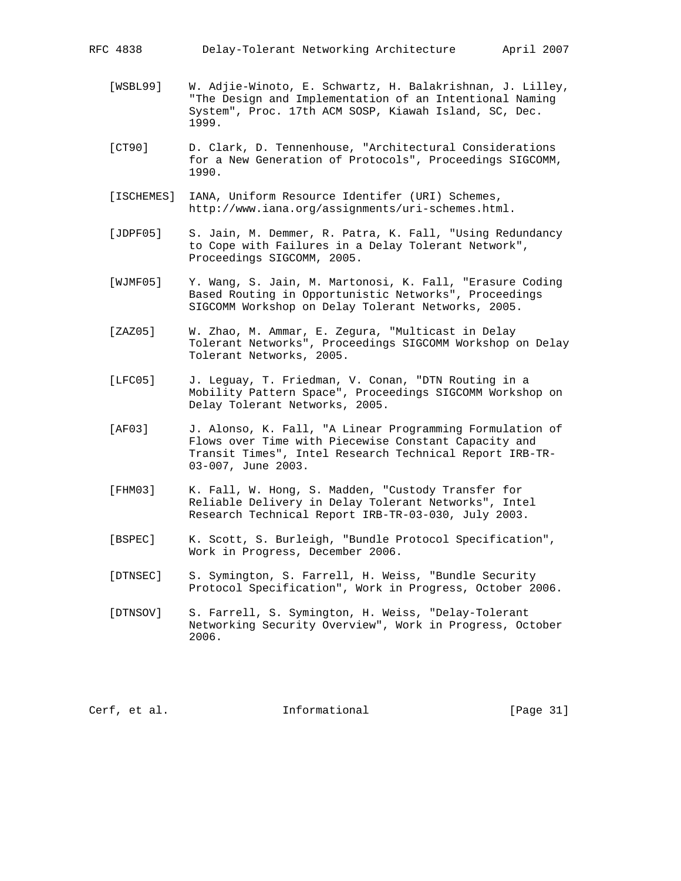[WSBL99] W. Adjie-Winoto, E. Schwartz, H. Balakrishnan, J. Lilley, "The Design and Implementation of an Intentional Naming System", Proc. 17th ACM SOSP, Kiawah Island, SC, Dec. 1999.

[CT90] D. Clark, D. Tennenhouse, "Architectural Considerations for a New Generation of Protocols", Proceedings SIGCOMM, 1990.

[ISCHEMES] IANA, Uniform Resource Identifer (URI) Schemes, http://www.iana.org/assignments/uri-schemes.html.

[JDPF05] S. Jain, M. Demmer, R. Patra, K. Fall, "Using Redundancy to Cope with Failures in a Delay Tolerant Network", Proceedings SIGCOMM, 2005.

[WJMF05] Y. Wang, S. Jain, M. Martonosi, K. Fall, "Erasure Coding Based Routing in Opportunistic Networks", Proceedings SIGCOMM Workshop on Delay Tolerant Networks, 2005.

[ZAZ05] W. Zhao, M. Ammar, E. Zegura, "Multicast in Delay Tolerant Networks", Proceedings SIGCOMM Workshop on Delay Tolerant Networks, 2005.

[LFC05] J. Leguay, T. Friedman, V. Conan, "DTN Routing in a Mobility Pattern Space", Proceedings SIGCOMM Workshop on Delay Tolerant Networks, 2005.

[AF03] J. Alonso, K. Fall, "A Linear Programming Formulation of Flows over Time with Piecewise Constant Capacity and Transit Times", Intel Research Technical Report IRB-TR-03-007, June 2003.

[FHM03] K. Fall, W. Hong, S. Madden, "Custody Transfer for Reliable Delivery in Delay Tolerant Networks", Intel Research Technical Report IRB-TR-03-030, July 2003.

[BSPEC] K. Scott, S. Burleigh, "Bundle Protocol Specification", Work in Progress, December 2006.

[DTNSEC] S. Symington, S. Farrell, H. Weiss, "Bundle Security Protocol Specification", Work in Progress, October 2006.

[DTNSOV] S. Farrell, S. Symington, H. Weiss, "Delay-Tolerant Networking Security Overview", Work in Progress, October 2006.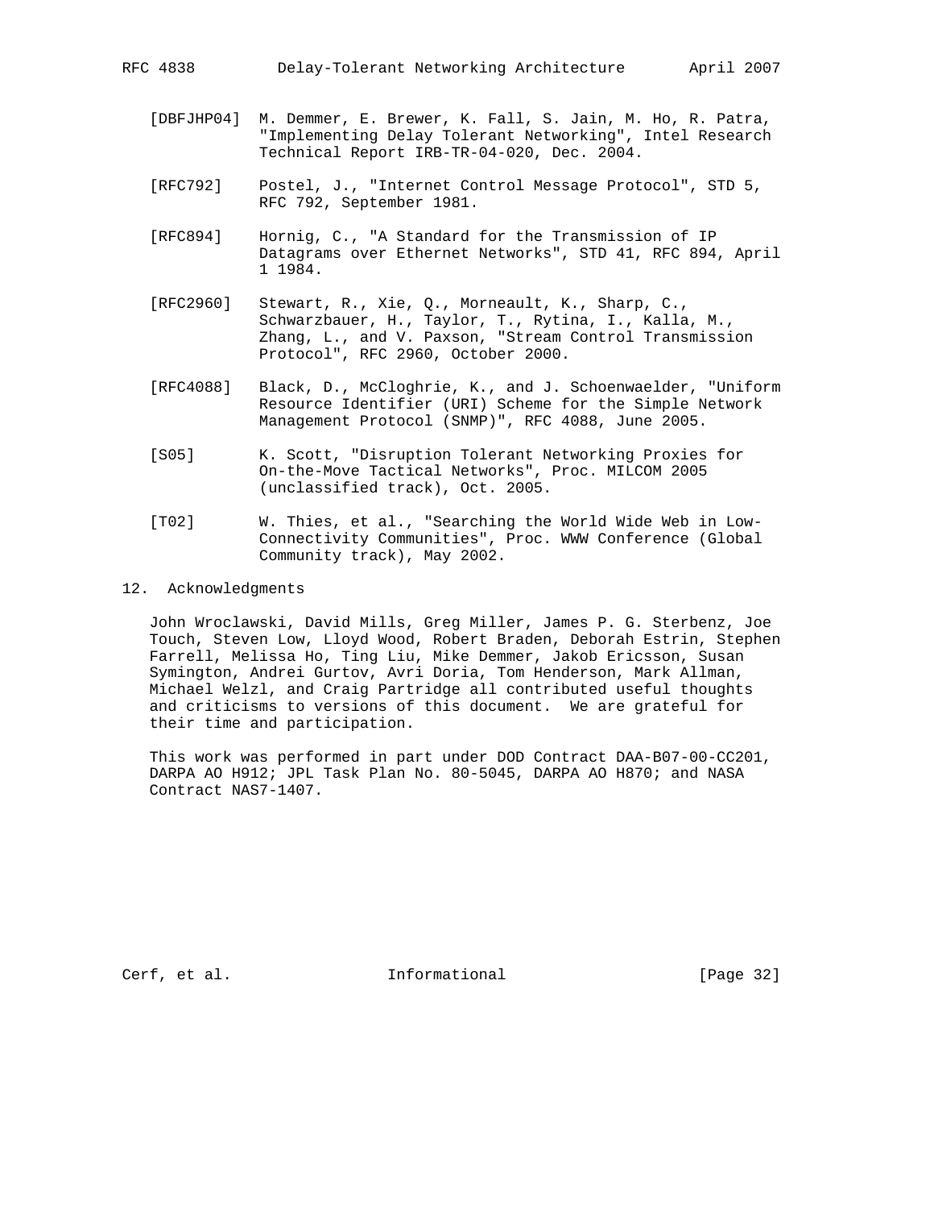[DBFJHP04] M. Demmer, E. Brewer, K. Fall, S. Jain, M. Ho, R. Patra, "Implementing Delay Tolerant Networking", Intel Research Technical Report IRB-TR-04-020, Dec. 2004.

[RFC792] Postel, J., "Internet Control Message Protocol", STD 5, RFC 792, September 1981.

[RFC894] Hornig, C., "A Standard for the Transmission of IP Datagrams over Ethernet Networks", STD 41, RFC 894, April 1 1984.

[RFC2960] Stewart, R., Xie, Q., Morneault, K., Sharp, C., Schwarzbauer, H., Taylor, T., Rytina, I., Kalla, M., Zhang, L., and V. Paxson, "Stream Control Transmission Protocol", RFC 2960, October 2000.

[RFC4088] Black, D., McCloghrie, K., and J. Schoenwaelder, "Uniform Resource Identifier (URI) Scheme for the Simple Network Management Protocol (SNMP)", RFC 4088, June 2005.

[S05] K. Scott, "Disruption Tolerant Networking Proxies for On-the-Move Tactical Networks", Proc. MILCOM 2005 (unclassified track), Oct. 2005.

[T02] W. Thies, et al., "Searching the World Wide Web in Low-Connectivity Communities", Proc. WWW Conference (Global Community track), May 2002.

## 12. Acknowledgments

John Wroclawski, David Mills, Greg Miller, James P. G. Sterbenz, Joe Touch, Steven Low, Lloyd Wood, Robert Braden, Deborah Estrin, Stephen Farrell, Melissa Ho, Ting Liu, Mike Demmer, Jakob Ericsson, Susan Symington, Andrei Gurtov, Avri Doria, Tom Henderson, Mark Allman, Michael Welzl, and Craig Partridge all contributed useful thoughts and criticisms to versions of this document. We are grateful for their time and participation.

This work was performed in part under DOD Contract DAA-B07-00-CC201, DARPA AO H912; JPL Task Plan No. 80-5045, DARPA AO H870; and NASA Contract NAS7-1407.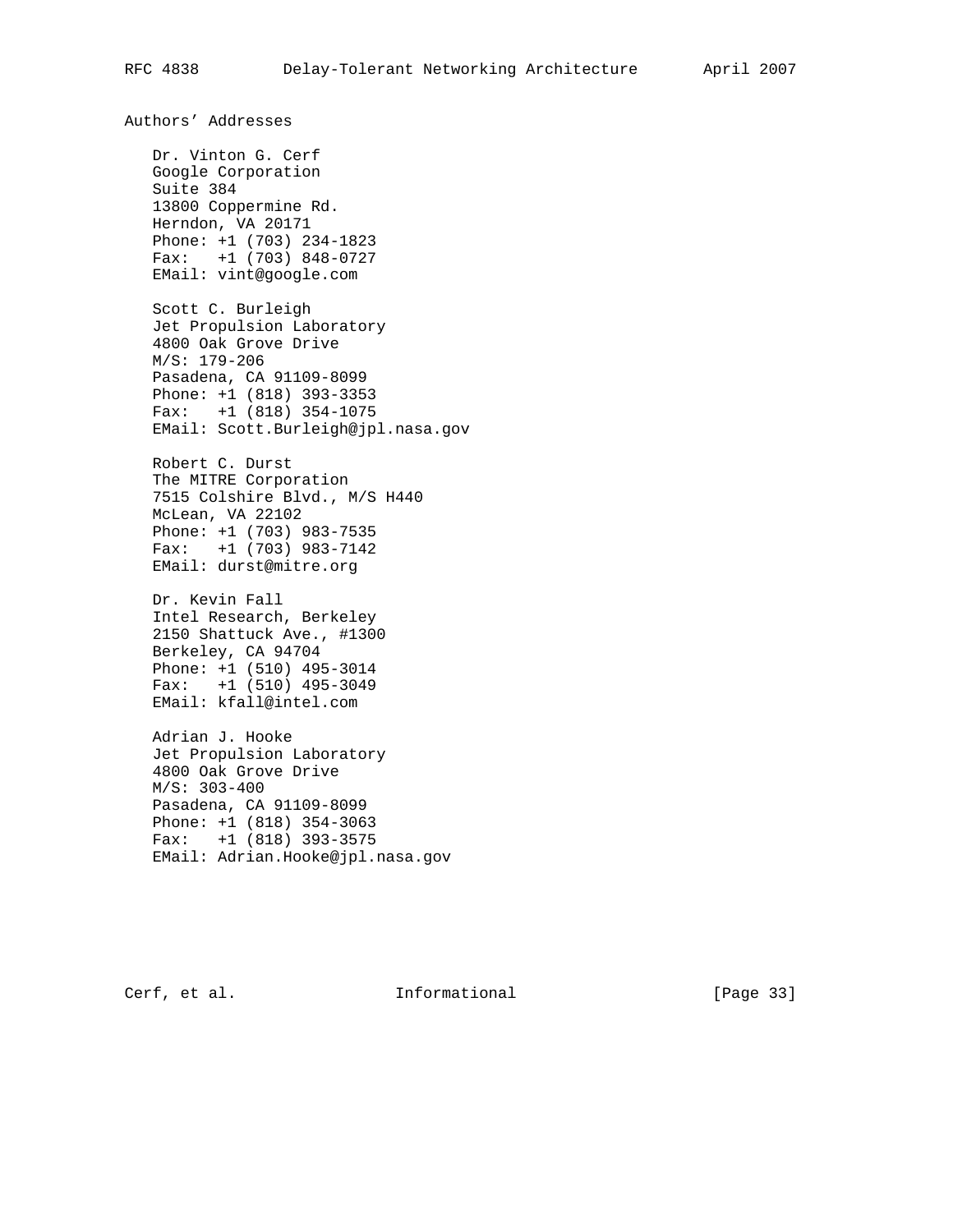## Authors' Addresses

Dr. Vinton G. Cerf
Google Corporation
Suite 384
13800 Coppermine Rd.
Herndon, VA 20171
Phone: +1 (703) 234-1823
Fax: +1 (703) 848-0727
EMail: vint@google.com

Scott C. Burleigh
Jet Propulsion Laboratory
4800 Oak Grove Drive
M/S: 179-206
Pasadena, CA 91109-8099
Phone: +1 (818) 393-3353
Fax: +1 (818) 354-1075
EMail: Scott.Burleigh@jpl.nasa.gov

Robert C. Durst
The MITRE Corporation
7515 Colshire Blvd., M/S H440
McLean, VA 22102
Phone: +1 (703) 983-7535
Fax: +1 (703) 983-7142
EMail: durst@mitre.org

Dr. Kevin Fall
Intel Research, Berkeley
2150 Shattuck Ave., #1300
Berkeley, CA 94704
Phone: +1 (510) 495-3014
Fax: +1 (510) 495-3049
EMail: kfall@intel.com

Adrian J. Hooke
Jet Propulsion Laboratory
4800 Oak Grove Drive
M/S: 303-400
Pasadena, CA 91109-8099
Phone: +1 (818) 354-3063
Fax: +1 (818) 393-3575
EMail: Adrian.Hooke@jpl.nasa.gov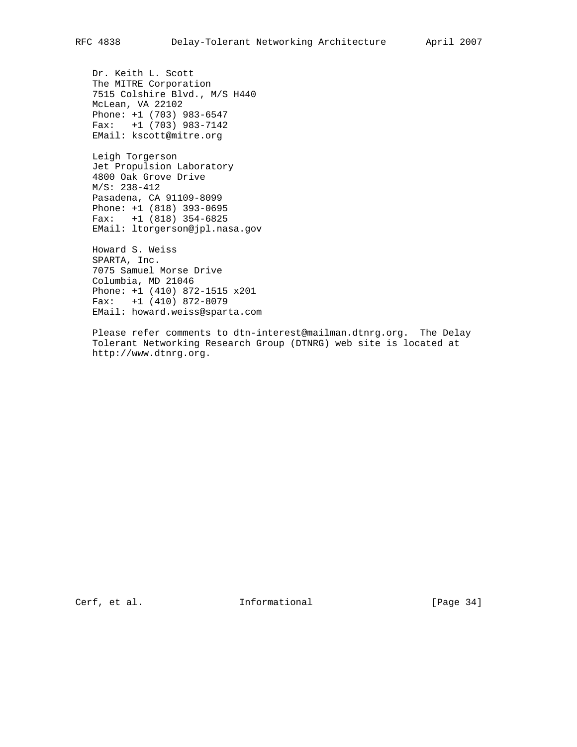Dr. Keith L. Scott
The MITRE Corporation
7515 Colshire Blvd., M/S H440
McLean, VA 22102
Phone: +1 (703) 983-6547
Fax:   +1 (703) 983-7142
EMail: kscott@mitre.org

Leigh Torgerson
Jet Propulsion Laboratory
4800 Oak Grove Drive
M/S: 238-412
Pasadena, CA 91109-8099
Phone: +1 (818) 393-0695
Fax:   +1 (818) 354-6825
EMail: ltorgerson@jpl.nasa.gov

Howard S. Weiss
SPARTA, Inc.
7075 Samuel Morse Drive
Columbia, MD 21046
Phone: +1 (410) 872-1515 x201
Fax:   +1 (410) 872-8079
EMail: howard.weiss@sparta.com

Please refer comments to dtn-interest@mailman.dtnrg.org.  The Delay Tolerant Networking Research Group (DTNRG) web site is located at http://www.dtnrg.org.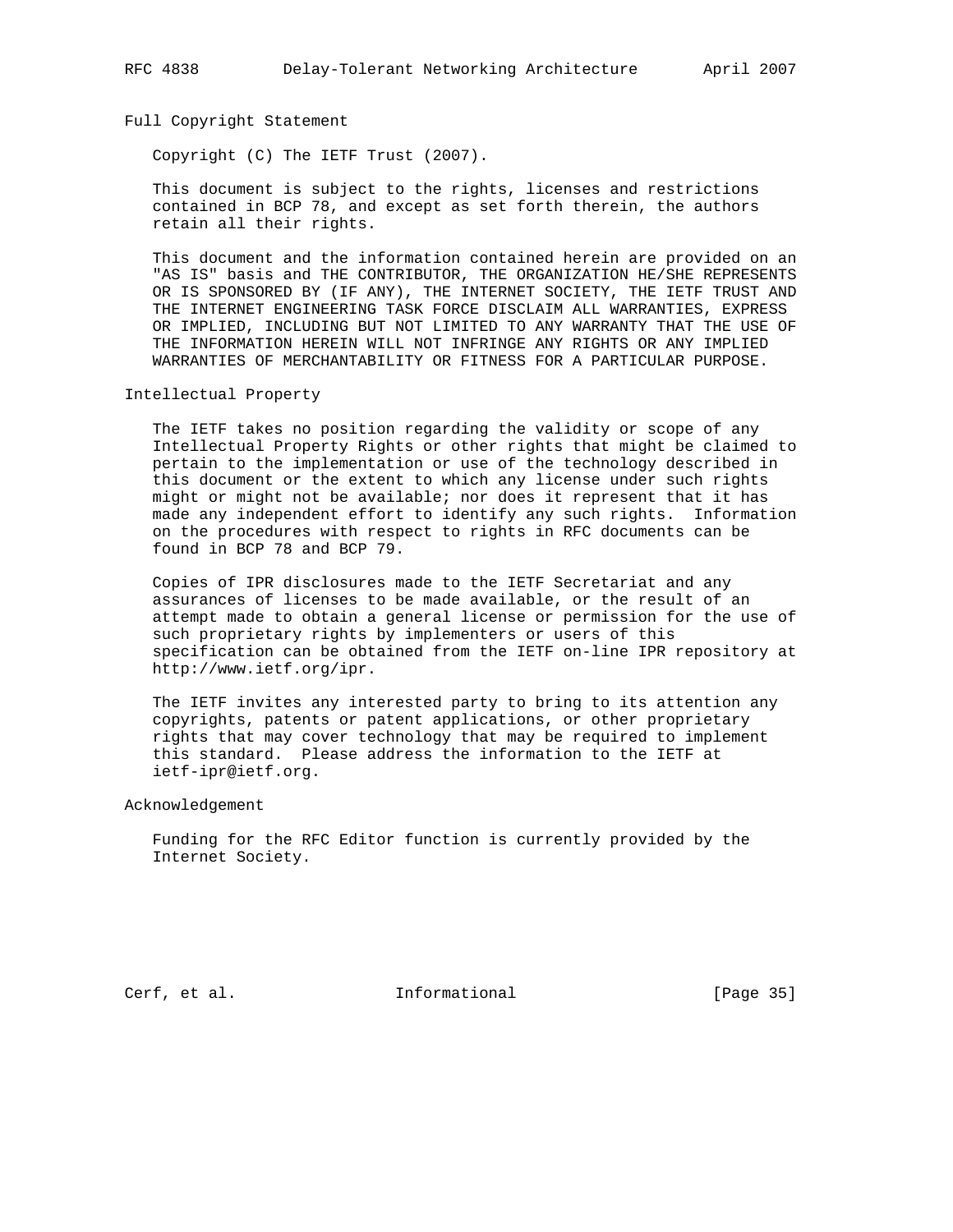## Full Copyright Statement

Copyright (C) The IETF Trust (2007).

This document is subject to the rights, licenses and restrictions contained in BCP 78, and except as set forth therein, the authors retain all their rights.

This document and the information contained herein are provided on an "AS IS" basis and THE CONTRIBUTOR, THE ORGANIZATION HE/SHE REPRESENTS OR IS SPONSORED BY (IF ANY), THE INTERNET SOCIETY, THE IETF TRUST AND THE INTERNET ENGINEERING TASK FORCE DISCLAIM ALL WARRANTIES, EXPRESS OR IMPLIED, INCLUDING BUT NOT LIMITED TO ANY WARRANTY THAT THE USE OF THE INFORMATION HEREIN WILL NOT INFRINGE ANY RIGHTS OR ANY IMPLIED WARRANTIES OF MERCHANTABILITY OR FITNESS FOR A PARTICULAR PURPOSE.

## Intellectual Property

The IETF takes no position regarding the validity or scope of any Intellectual Property Rights or other rights that might be claimed to pertain to the implementation or use of the technology described in this document or the extent to which any license under such rights might or might not be available; nor does it represent that it has made any independent effort to identify any such rights. Information on the procedures with respect to rights in RFC documents can be found in BCP 78 and BCP 79.

Copies of IPR disclosures made to the IETF Secretariat and any assurances of licenses to be made available, or the result of an attempt made to obtain a general license or permission for the use of such proprietary rights by implementers or users of this specification can be obtained from the IETF on-line IPR repository at http://www.ietf.org/ipr.

The IETF invites any interested party to bring to its attention any copyrights, patents or patent applications, or other proprietary rights that may cover technology that may be required to implement this standard. Please address the information to the IETF at ietf-ipr@ietf.org.

## Acknowledgement

Funding for the RFC Editor function is currently provided by the Internet Society.